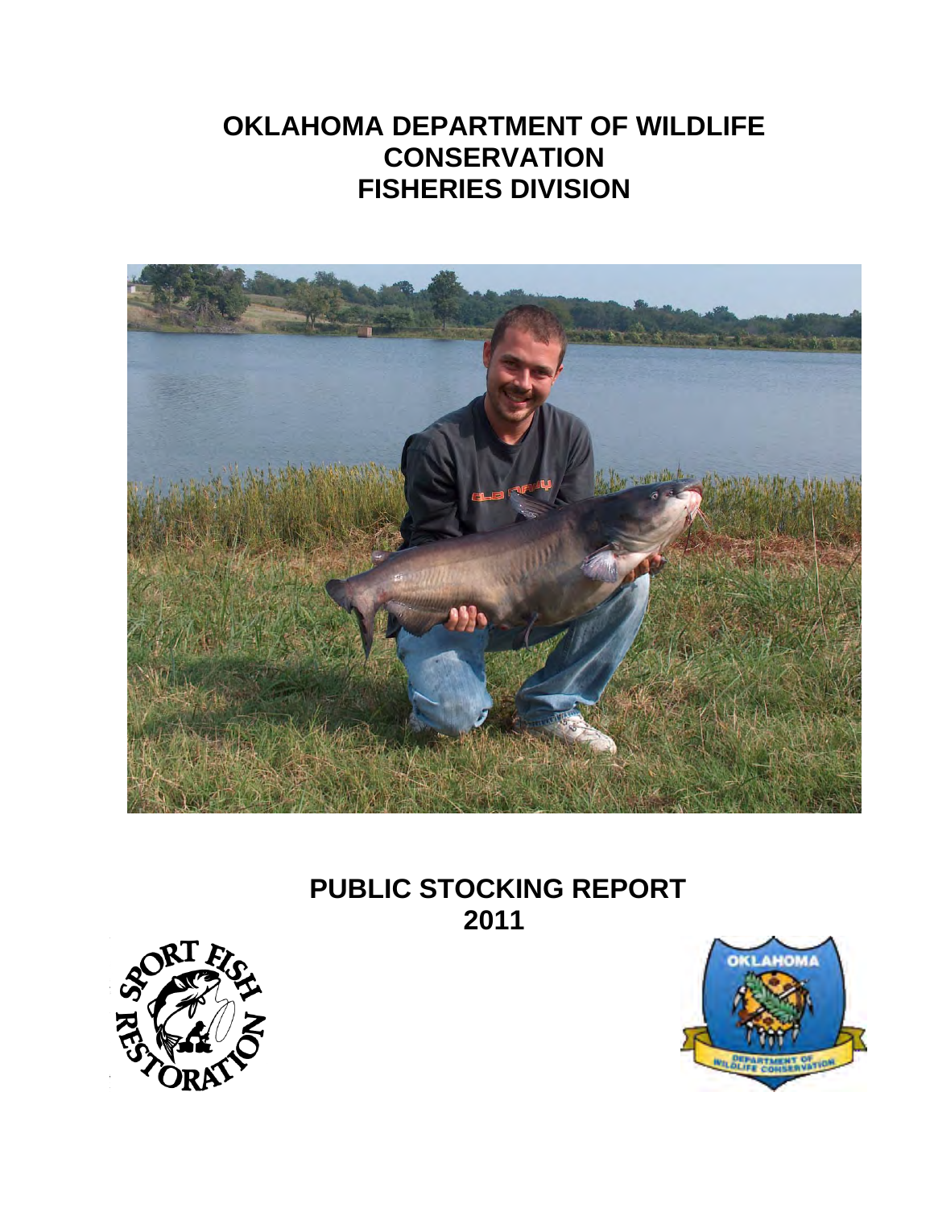# OKLAHOMA DEPARTMENT OF WILDLIFE CONSERVATION FISHERIES DIVISION

## PUBLIC STOCKING REPORT 2011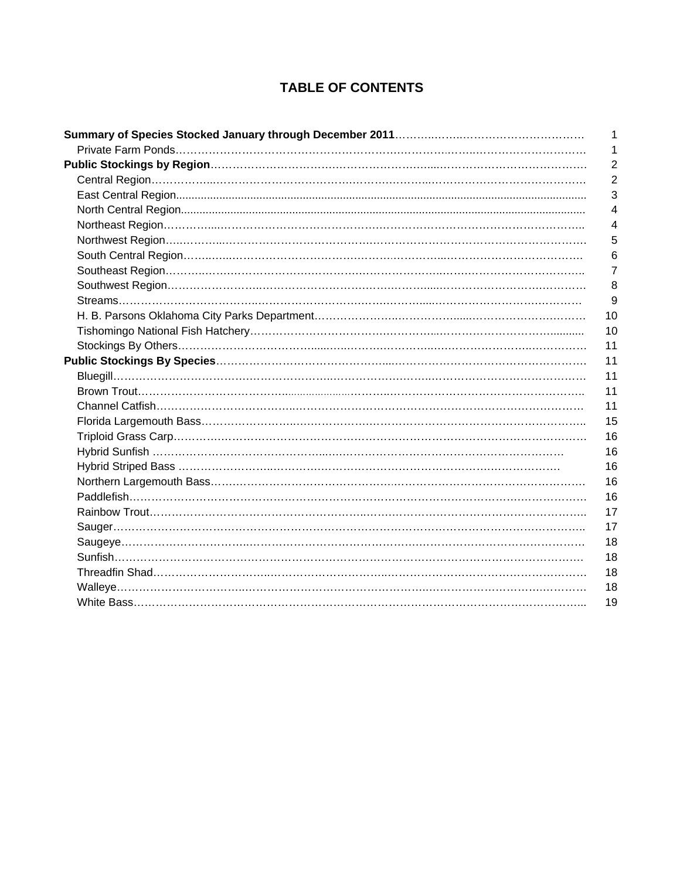# TABLE OF CONTENTS

| | |
|---|---|
| **Summary of Species Stocked January through December 2011** | 1 |
| Private Farm Ponds | 1 |
| **Public Stockings by Region** | 2 |
| Central Region | 2 |
| East Central Region | 3 |
| North Central Region | 4 |
| Northeast Region | 4 |
| Northwest Region | 5 |
| South Central Region | 6 |
| Southeast Region | 7 |
| Southwest Region | 8 |
| Streams | 9 |
| H. B. Parsons Oklahoma City Parks Department | 10 |
| Tishomingo National Fish Hatchery | 10 |
| Stockings By Others | 11 |
| **Public Stockings By Species** | 11 |
| Bluegill | 11 |
| Brown Trout | 11 |
| Channel Catfish | 11 |
| Florida Largemouth Bass | 15 |
| Triploid Grass Carp | 16 |
| Hybrid Sunfish | 16 |
| Hybrid Striped Bass | 16 |
| Northern Largemouth Bass | 16 |
| Paddlefish | 16 |
| Rainbow Trout | 17 |
| Sauger | 17 |
| Saugeye | 18 |
| Sunfish | 18 |
| Threadfin Shad | 18 |
| Walleye | 18 |
| White Bass | 19 |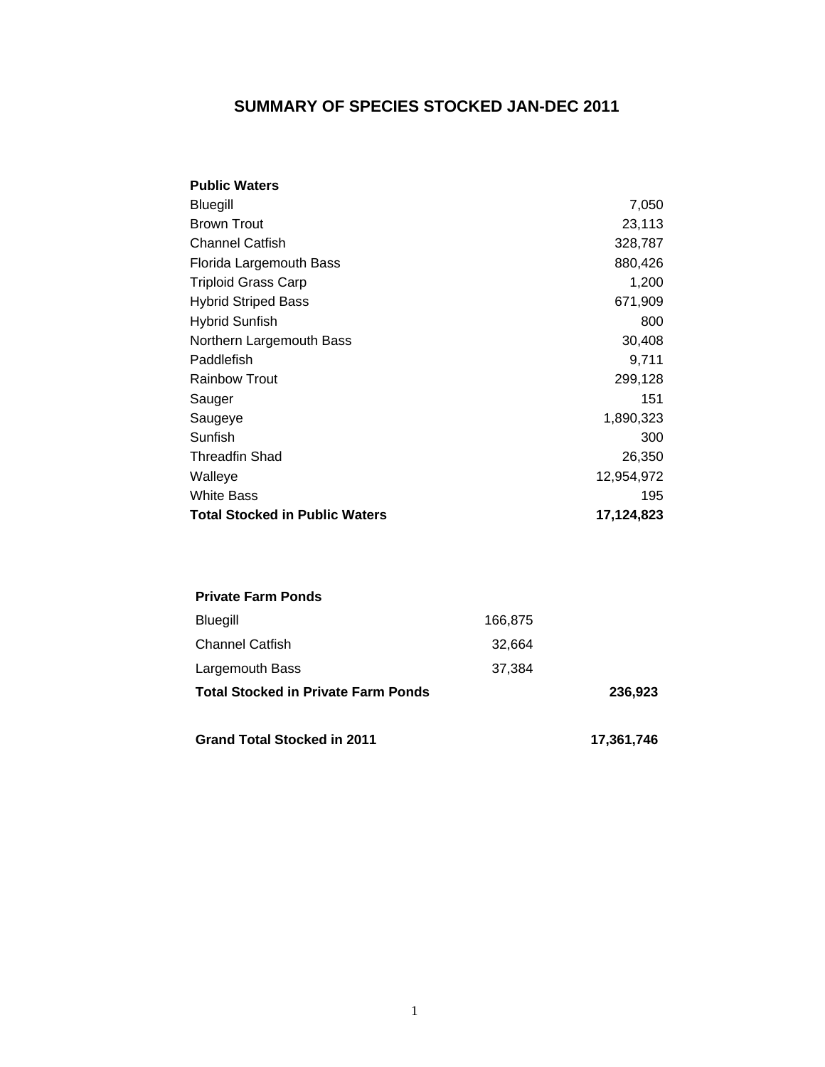# SUMMARY OF SPECIES STOCKED JAN-DEC 2011

| **Public Waters** | |
|---|---|
| Bluegill | 7,050 |
| Brown Trout | 23,113 |
| Channel Catfish | 328,787 |
| Florida Largemouth Bass | 880,426 |
| Triploid Grass Carp | 1,200 |
| Hybrid Striped Bass | 671,909 |
| Hybrid Sunfish | 800 |
| Northern Largemouth Bass | 30,408 |
| Paddlefish | 9,711 |
| Rainbow Trout | 299,128 |
| Sauger | 151 |
| Saugeye | 1,890,323 |
| Sunfish | 300 |
| Threadfin Shad | 26,350 |
| Walleye | 12,954,972 |
| White Bass | 195 |
| **Total Stocked in Public Waters** | **17,124,823** |

| **Private Farm Ponds** | | |
|---|---|---|
| Bluegill | 166,875 | |
| Channel Catfish | 32,664 | |
| Largemouth Bass | 37,384 | |
| **Total Stocked in Private Farm Ponds** | | **236,923** |
| | | |
| **Grand Total Stocked in 2011** | | **17,361,746** |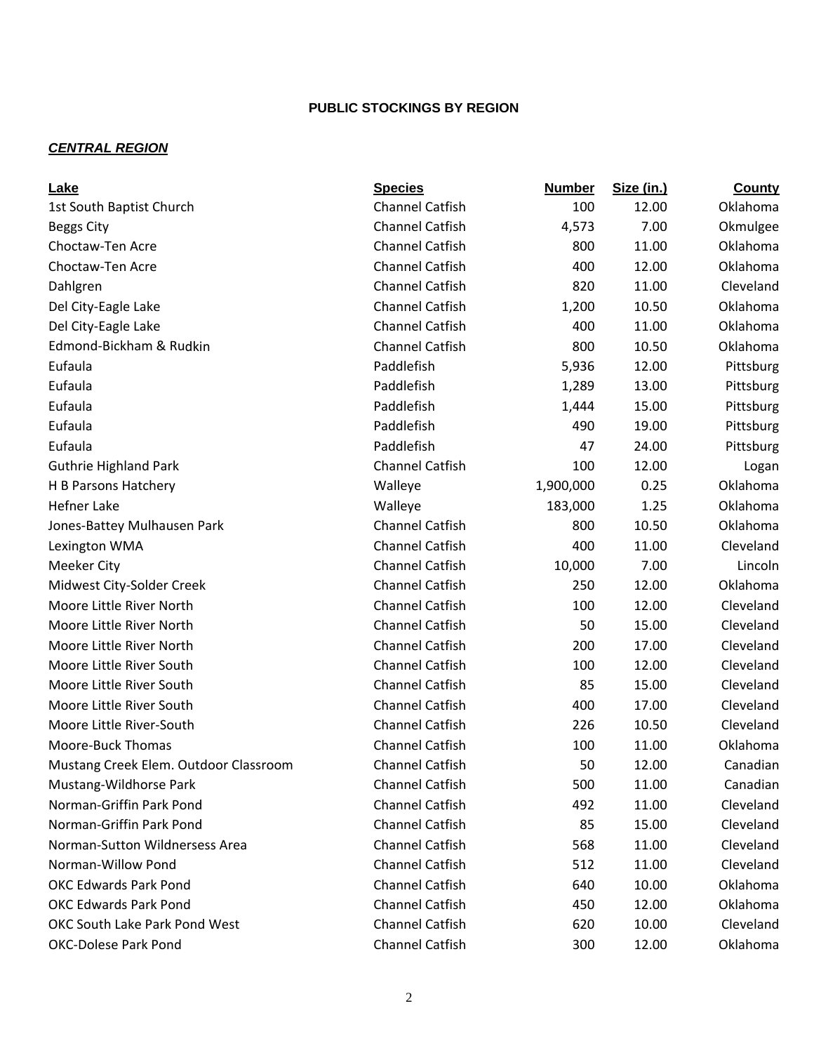## PUBLIC STOCKINGS BY REGION

### *CENTRAL REGION*

| Lake | Species | Number | Size (in.) | County |
|---|---|---|---|---|
| 1st South Baptist Church | Channel Catfish | 100 | 12.00 | Oklahoma |
| Beggs City | Channel Catfish | 4,573 | 7.00 | Okmulgee |
| Choctaw-Ten Acre | Channel Catfish | 800 | 11.00 | Oklahoma |
| Choctaw-Ten Acre | Channel Catfish | 400 | 12.00 | Oklahoma |
| Dahlgren | Channel Catfish | 820 | 11.00 | Cleveland |
| Del City-Eagle Lake | Channel Catfish | 1,200 | 10.50 | Oklahoma |
| Del City-Eagle Lake | Channel Catfish | 400 | 11.00 | Oklahoma |
| Edmond-Bickham & Rudkin | Channel Catfish | 800 | 10.50 | Oklahoma |
| Eufaula | Paddlefish | 5,936 | 12.00 | Pittsburg |
| Eufaula | Paddlefish | 1,289 | 13.00 | Pittsburg |
| Eufaula | Paddlefish | 1,444 | 15.00 | Pittsburg |
| Eufaula | Paddlefish | 490 | 19.00 | Pittsburg |
| Eufaula | Paddlefish | 47 | 24.00 | Pittsburg |
| Guthrie Highland Park | Channel Catfish | 100 | 12.00 | Logan |
| H B Parsons Hatchery | Walleye | 1,900,000 | 0.25 | Oklahoma |
| Hefner Lake | Walleye | 183,000 | 1.25 | Oklahoma |
| Jones-Battey Mulhausen Park | Channel Catfish | 800 | 10.50 | Oklahoma |
| Lexington WMA | Channel Catfish | 400 | 11.00 | Cleveland |
| Meeker City | Channel Catfish | 10,000 | 7.00 | Lincoln |
| Midwest City-Solder Creek | Channel Catfish | 250 | 12.00 | Oklahoma |
| Moore Little River North | Channel Catfish | 100 | 12.00 | Cleveland |
| Moore Little River North | Channel Catfish | 50 | 15.00 | Cleveland |
| Moore Little River North | Channel Catfish | 200 | 17.00 | Cleveland |
| Moore Little River South | Channel Catfish | 100 | 12.00 | Cleveland |
| Moore Little River South | Channel Catfish | 85 | 15.00 | Cleveland |
| Moore Little River South | Channel Catfish | 400 | 17.00 | Cleveland |
| Moore Little River-South | Channel Catfish | 226 | 10.50 | Cleveland |
| Moore-Buck Thomas | Channel Catfish | 100 | 11.00 | Oklahoma |
| Mustang Creek Elem. Outdoor Classroom | Channel Catfish | 50 | 12.00 | Canadian |
| Mustang-Wildhorse Park | Channel Catfish | 500 | 11.00 | Canadian |
| Norman-Griffin Park Pond | Channel Catfish | 492 | 11.00 | Cleveland |
| Norman-Griffin Park Pond | Channel Catfish | 85 | 15.00 | Cleveland |
| Norman-Sutton Wildnersess Area | Channel Catfish | 568 | 11.00 | Cleveland |
| Norman-Willow Pond | Channel Catfish | 512 | 11.00 | Cleveland |
| OKC Edwards Park Pond | Channel Catfish | 640 | 10.00 | Oklahoma |
| OKC Edwards Park Pond | Channel Catfish | 450 | 12.00 | Oklahoma |
| OKC South Lake Park Pond West | Channel Catfish | 620 | 10.00 | Cleveland |
| OKC-Dolese Park Pond | Channel Catfish | 300 | 12.00 | Oklahoma |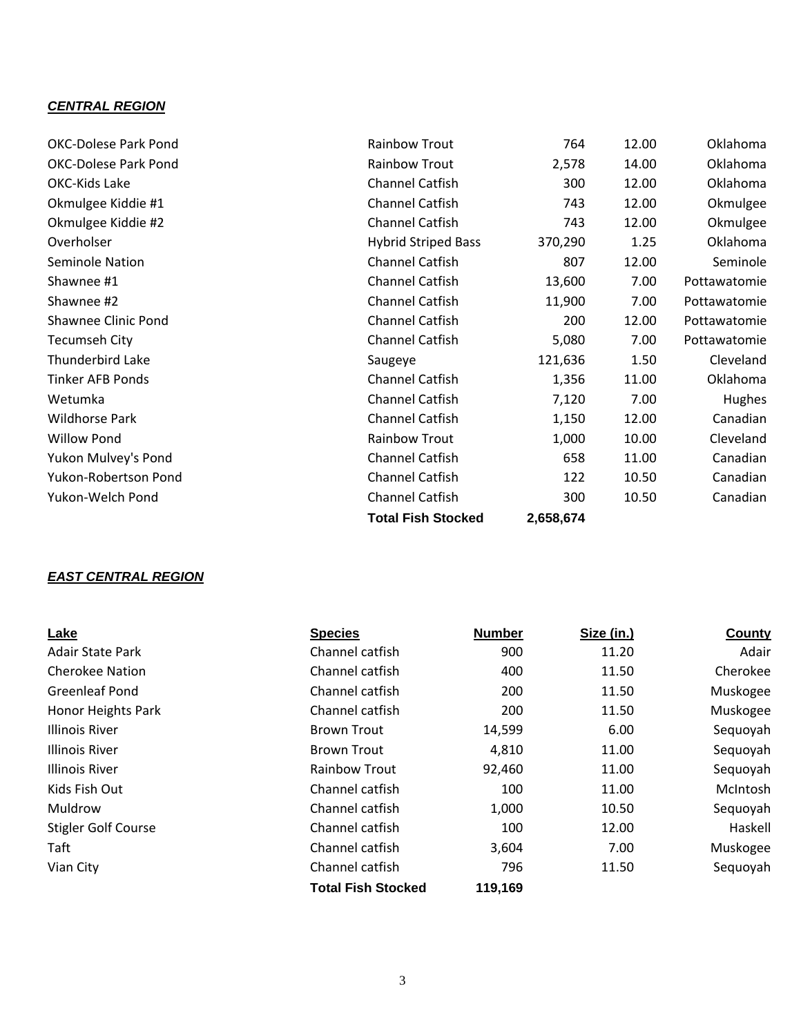***CENTRAL REGION***

| | | | | |
|---|---|---|---|---|
| OKC-Dolese Park Pond | Rainbow Trout | 764 | 12.00 | Oklahoma |
| OKC-Dolese Park Pond | Rainbow Trout | 2,578 | 14.00 | Oklahoma |
| OKC-Kids Lake | Channel Catfish | 300 | 12.00 | Oklahoma |
| Okmulgee Kiddie #1 | Channel Catfish | 743 | 12.00 | Okmulgee |
| Okmulgee Kiddie #2 | Channel Catfish | 743 | 12.00 | Okmulgee |
| Overholser | Hybrid Striped Bass | 370,290 | 1.25 | Oklahoma |
| Seminole Nation | Channel Catfish | 807 | 12.00 | Seminole |
| Shawnee #1 | Channel Catfish | 13,600 | 7.00 | Pottawatomie |
| Shawnee #2 | Channel Catfish | 11,900 | 7.00 | Pottawatomie |
| Shawnee Clinic Pond | Channel Catfish | 200 | 12.00 | Pottawatomie |
| Tecumseh City | Channel Catfish | 5,080 | 7.00 | Pottawatomie |
| Thunderbird Lake | Saugeye | 121,636 | 1.50 | Cleveland |
| Tinker AFB Ponds | Channel Catfish | 1,356 | 11.00 | Oklahoma |
| Wetumka | Channel Catfish | 7,120 | 7.00 | Hughes |
| Wildhorse Park | Channel Catfish | 1,150 | 12.00 | Canadian |
| Willow Pond | Rainbow Trout | 1,000 | 10.00 | Cleveland |
| Yukon Mulvey's Pond | Channel Catfish | 658 | 11.00 | Canadian |
| Yukon-Robertson Pond | Channel Catfish | 122 | 10.50 | Canadian |
| Yukon-Welch Pond | Channel Catfish | 300 | 10.50 | Canadian |
| | **Total Fish Stocked** | **2,658,674** | | |

***EAST CENTRAL REGION***

| Lake | Species | Number | Size (in.) | County |
|---|---|---|---|---|
| Adair State Park | Channel catfish | 900 | 11.20 | Adair |
| Cherokee Nation | Channel catfish | 400 | 11.50 | Cherokee |
| Greenleaf Pond | Channel catfish | 200 | 11.50 | Muskogee |
| Honor Heights Park | Channel catfish | 200 | 11.50 | Muskogee |
| Illinois River | Brown Trout | 14,599 | 6.00 | Sequoyah |
| Illinois River | Brown Trout | 4,810 | 11.00 | Sequoyah |
| Illinois River | Rainbow Trout | 92,460 | 11.00 | Sequoyah |
| Kids Fish Out | Channel catfish | 100 | 11.00 | McIntosh |
| Muldrow | Channel catfish | 1,000 | 10.50 | Sequoyah |
| Stigler Golf Course | Channel catfish | 100 | 12.00 | Haskell |
| Taft | Channel catfish | 3,604 | 7.00 | Muskogee |
| Vian City | Channel catfish | 796 | 11.50 | Sequoyah |
| | **Total Fish Stocked** | **119,169** | | |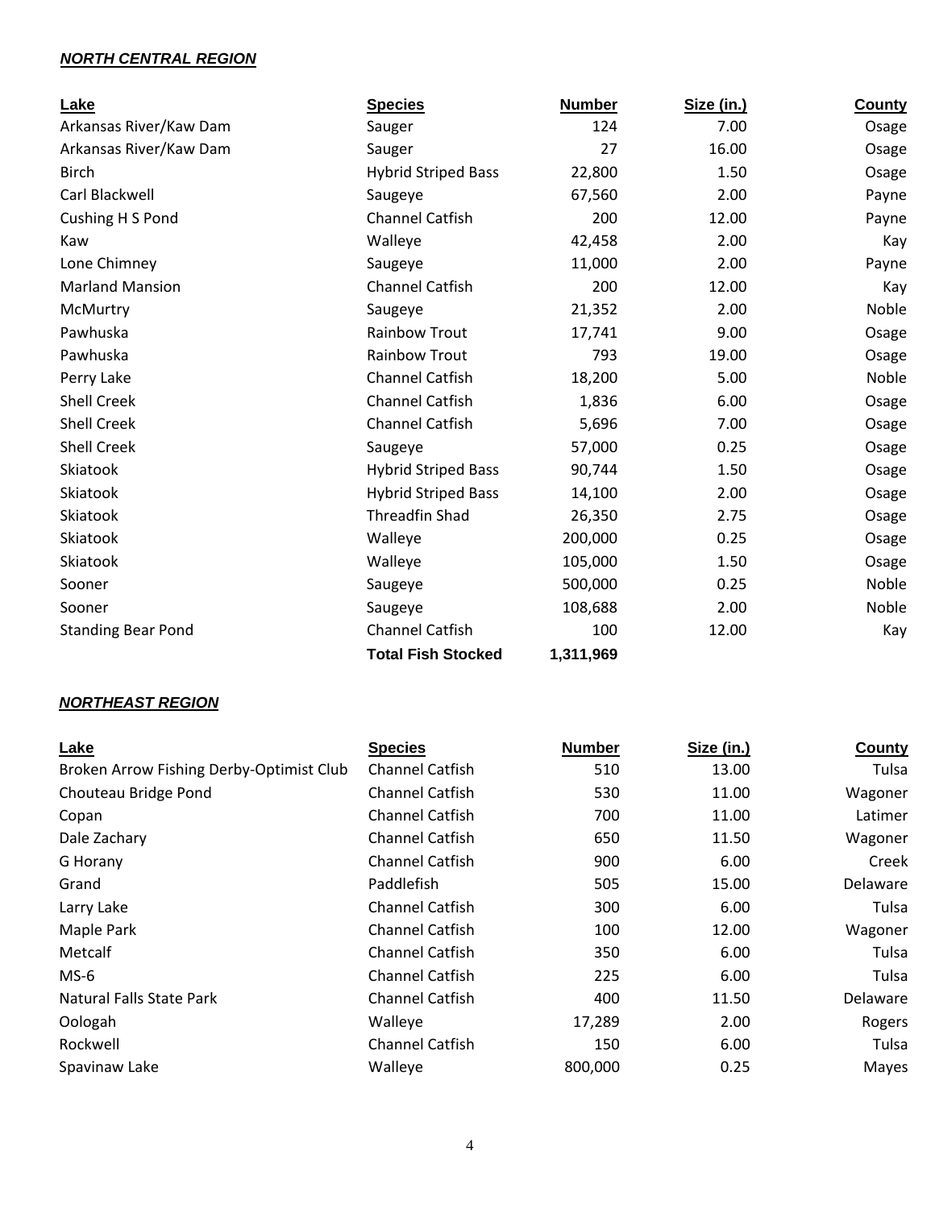### ***NORTH CENTRAL REGION***

| Lake | Species | Number | Size (in.) | County |
|---|---|---|---|---|
| Arkansas River/Kaw Dam | Sauger | 124 | 7.00 | Osage |
| Arkansas River/Kaw Dam | Sauger | 27 | 16.00 | Osage |
| Birch | Hybrid Striped Bass | 22,800 | 1.50 | Osage |
| Carl Blackwell | Saugeye | 67,560 | 2.00 | Payne |
| Cushing H S Pond | Channel Catfish | 200 | 12.00 | Payne |
| Kaw | Walleye | 42,458 | 2.00 | Kay |
| Lone Chimney | Saugeye | 11,000 | 2.00 | Payne |
| Marland Mansion | Channel Catfish | 200 | 12.00 | Kay |
| McMurtry | Saugeye | 21,352 | 2.00 | Noble |
| Pawhuska | Rainbow Trout | 17,741 | 9.00 | Osage |
| Pawhuska | Rainbow Trout | 793 | 19.00 | Osage |
| Perry Lake | Channel Catfish | 18,200 | 5.00 | Noble |
| Shell Creek | Channel Catfish | 1,836 | 6.00 | Osage |
| Shell Creek | Channel Catfish | 5,696 | 7.00 | Osage |
| Shell Creek | Saugeye | 57,000 | 0.25 | Osage |
| Skiatook | Hybrid Striped Bass | 90,744 | 1.50 | Osage |
| Skiatook | Hybrid Striped Bass | 14,100 | 2.00 | Osage |
| Skiatook | Threadfin Shad | 26,350 | 2.75 | Osage |
| Skiatook | Walleye | 200,000 | 0.25 | Osage |
| Skiatook | Walleye | 105,000 | 1.50 | Osage |
| Sooner | Saugeye | 500,000 | 0.25 | Noble |
| Sooner | Saugeye | 108,688 | 2.00 | Noble |
| Standing Bear Pond | Channel Catfish | 100 | 12.00 | Kay |
| | **Total Fish Stocked** | **1,311,969** | | |

### ***NORTHEAST REGION***

| Lake | Species | Number | Size (in.) | County |
|---|---|---|---|---|
| Broken Arrow Fishing Derby-Optimist Club | Channel Catfish | 510 | 13.00 | Tulsa |
| Chouteau Bridge Pond | Channel Catfish | 530 | 11.00 | Wagoner |
| Copan | Channel Catfish | 700 | 11.00 | Latimer |
| Dale Zachary | Channel Catfish | 650 | 11.50 | Wagoner |
| G Horany | Channel Catfish | 900 | 6.00 | Creek |
| Grand | Paddlefish | 505 | 15.00 | Delaware |
| Larry Lake | Channel Catfish | 300 | 6.00 | Tulsa |
| Maple Park | Channel Catfish | 100 | 12.00 | Wagoner |
| Metcalf | Channel Catfish | 350 | 6.00 | Tulsa |
| MS-6 | Channel Catfish | 225 | 6.00 | Tulsa |
| Natural Falls State Park | Channel Catfish | 400 | 11.50 | Delaware |
| Oologah | Walleye | 17,289 | 2.00 | Rogers |
| Rockwell | Channel Catfish | 150 | 6.00 | Tulsa |
| Spavinaw Lake | Walleye | 800,000 | 0.25 | Mayes |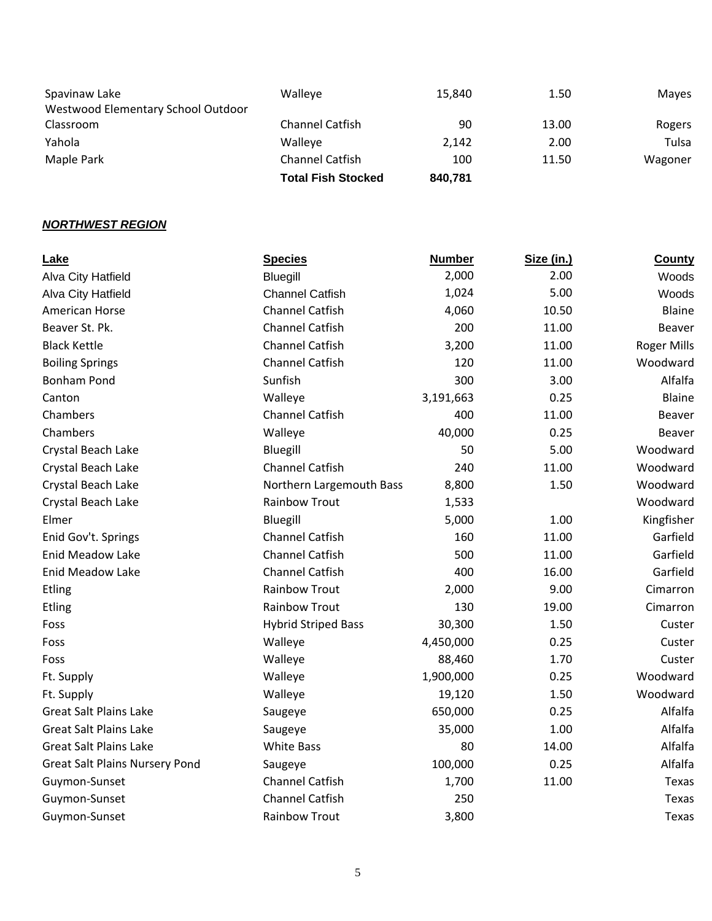| | | | | |
|---|---|---|---|---|
| Spavinaw Lake | Walleye | 15,840 | 1.50 | Mayes |
| Westwood Elementary School Outdoor Classroom | Channel Catfish | 90 | 13.00 | Rogers |
| Yahola | Walleye | 2,142 | 2.00 | Tulsa |
| Maple Park | Channel Catfish | 100 | 11.50 | Wagoner |
| | **Total Fish Stocked** | **840,781** | | |

***NORTHWEST REGION***

| Lake | Species | Number | Size (in.) | County |
|---|---|---|---|---|
| Alva City Hatfield | Bluegill | 2,000 | 2.00 | Woods |
| Alva City Hatfield | Channel Catfish | 1,024 | 5.00 | Woods |
| American Horse | Channel Catfish | 4,060 | 10.50 | Blaine |
| Beaver St. Pk. | Channel Catfish | 200 | 11.00 | Beaver |
| Black Kettle | Channel Catfish | 3,200 | 11.00 | Roger Mills |
| Boiling Springs | Channel Catfish | 120 | 11.00 | Woodward |
| Bonham Pond | Sunfish | 300 | 3.00 | Alfalfa |
| Canton | Walleye | 3,191,663 | 0.25 | Blaine |
| Chambers | Channel Catfish | 400 | 11.00 | Beaver |
| Chambers | Walleye | 40,000 | 0.25 | Beaver |
| Crystal Beach Lake | Bluegill | 50 | 5.00 | Woodward |
| Crystal Beach Lake | Channel Catfish | 240 | 11.00 | Woodward |
| Crystal Beach Lake | Northern Largemouth Bass | 8,800 | 1.50 | Woodward |
| Crystal Beach Lake | Rainbow Trout | 1,533 | | Woodward |
| Elmer | Bluegill | 5,000 | 1.00 | Kingfisher |
| Enid Gov't. Springs | Channel Catfish | 160 | 11.00 | Garfield |
| Enid Meadow Lake | Channel Catfish | 500 | 11.00 | Garfield |
| Enid Meadow Lake | Channel Catfish | 400 | 16.00 | Garfield |
| Etling | Rainbow Trout | 2,000 | 9.00 | Cimarron |
| Etling | Rainbow Trout | 130 | 19.00 | Cimarron |
| Foss | Hybrid Striped Bass | 30,300 | 1.50 | Custer |
| Foss | Walleye | 4,450,000 | 0.25 | Custer |
| Foss | Walleye | 88,460 | 1.70 | Custer |
| Ft. Supply | Walleye | 1,900,000 | 0.25 | Woodward |
| Ft. Supply | Walleye | 19,120 | 1.50 | Woodward |
| Great Salt Plains Lake | Saugeye | 650,000 | 0.25 | Alfalfa |
| Great Salt Plains Lake | Saugeye | 35,000 | 1.00 | Alfalfa |
| Great Salt Plains Lake | White Bass | 80 | 14.00 | Alfalfa |
| Great Salt Plains Nursery Pond | Saugeye | 100,000 | 0.25 | Alfalfa |
| Guymon-Sunset | Channel Catfish | 1,700 | 11.00 | Texas |
| Guymon-Sunset | Channel Catfish | 250 | | Texas |
| Guymon-Sunset | Rainbow Trout | 3,800 | | Texas |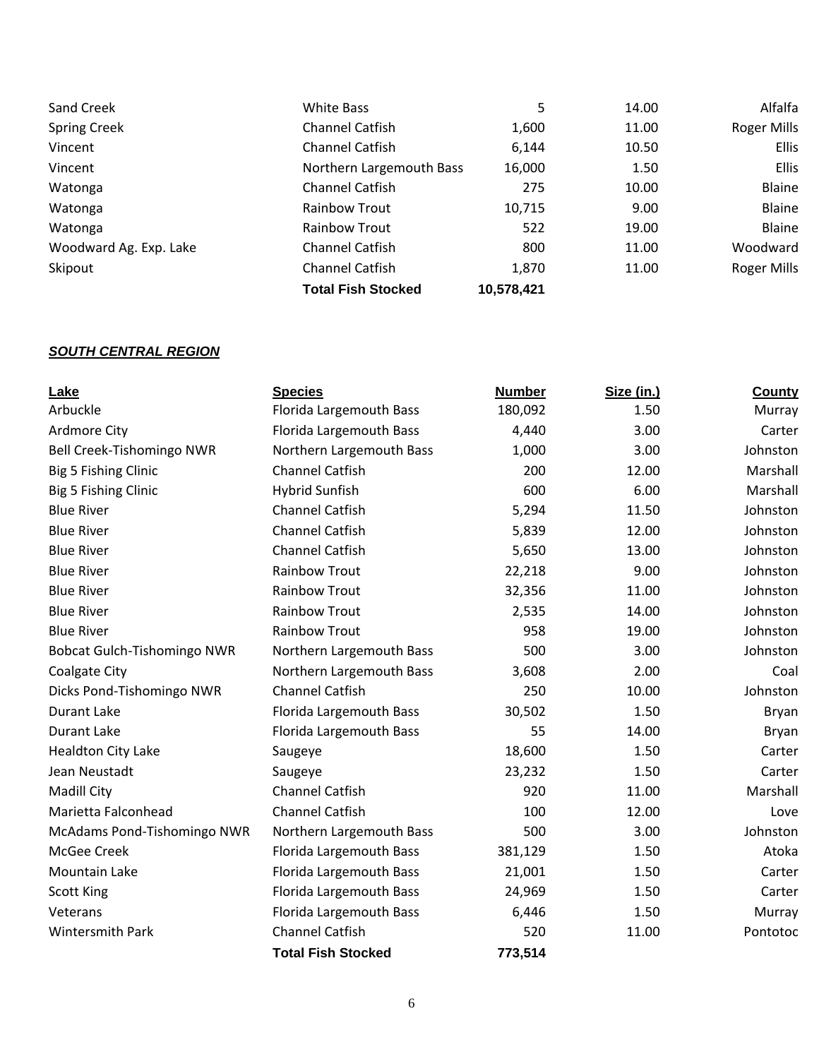| | | | | |
|---|---|---|---|---|
| Sand Creek | White Bass | 5 | 14.00 | Alfalfa |
| Spring Creek | Channel Catfish | 1,600 | 11.00 | Roger Mills |
| Vincent | Channel Catfish | 6,144 | 10.50 | Ellis |
| Vincent | Northern Largemouth Bass | 16,000 | 1.50 | Ellis |
| Watonga | Channel Catfish | 275 | 10.00 | Blaine |
| Watonga | Rainbow Trout | 10,715 | 9.00 | Blaine |
| Watonga | Rainbow Trout | 522 | 19.00 | Blaine |
| Woodward Ag. Exp. Lake | Channel Catfish | 800 | 11.00 | Woodward |
| Skipout | Channel Catfish | 1,870 | 11.00 | Roger Mills |
| | **Total Fish Stocked** | **10,578,421** | | |

***SOUTH CENTRAL REGION***

| Lake | Species | Number | Size (in.) | County |
|---|---|---|---|---|
| Arbuckle | Florida Largemouth Bass | 180,092 | 1.50 | Murray |
| Ardmore City | Florida Largemouth Bass | 4,440 | 3.00 | Carter |
| Bell Creek-Tishomingo NWR | Northern Largemouth Bass | 1,000 | 3.00 | Johnston |
| Big 5 Fishing Clinic | Channel Catfish | 200 | 12.00 | Marshall |
| Big 5 Fishing Clinic | Hybrid Sunfish | 600 | 6.00 | Marshall |
| Blue River | Channel Catfish | 5,294 | 11.50 | Johnston |
| Blue River | Channel Catfish | 5,839 | 12.00 | Johnston |
| Blue River | Channel Catfish | 5,650 | 13.00 | Johnston |
| Blue River | Rainbow Trout | 22,218 | 9.00 | Johnston |
| Blue River | Rainbow Trout | 32,356 | 11.00 | Johnston |
| Blue River | Rainbow Trout | 2,535 | 14.00 | Johnston |
| Blue River | Rainbow Trout | 958 | 19.00 | Johnston |
| Bobcat Gulch-Tishomingo NWR | Northern Largemouth Bass | 500 | 3.00 | Johnston |
| Coalgate City | Northern Largemouth Bass | 3,608 | 2.00 | Coal |
| Dicks Pond-Tishomingo NWR | Channel Catfish | 250 | 10.00 | Johnston |
| Durant Lake | Florida Largemouth Bass | 30,502 | 1.50 | Bryan |
| Durant Lake | Florida Largemouth Bass | 55 | 14.00 | Bryan |
| Healdton City Lake | Saugeye | 18,600 | 1.50 | Carter |
| Jean Neustadt | Saugeye | 23,232 | 1.50 | Carter |
| Madill City | Channel Catfish | 920 | 11.00 | Marshall |
| Marietta Falconhead | Channel Catfish | 100 | 12.00 | Love |
| McAdams Pond-Tishomingo NWR | Northern Largemouth Bass | 500 | 3.00 | Johnston |
| McGee Creek | Florida Largemouth Bass | 381,129 | 1.50 | Atoka |
| Mountain Lake | Florida Largemouth Bass | 21,001 | 1.50 | Carter |
| Scott King | Florida Largemouth Bass | 24,969 | 1.50 | Carter |
| Veterans | Florida Largemouth Bass | 6,446 | 1.50 | Murray |
| Wintersmith Park | Channel Catfish | 520 | 11.00 | Pontotoc |
| | **Total Fish Stocked** | **773,514** | | |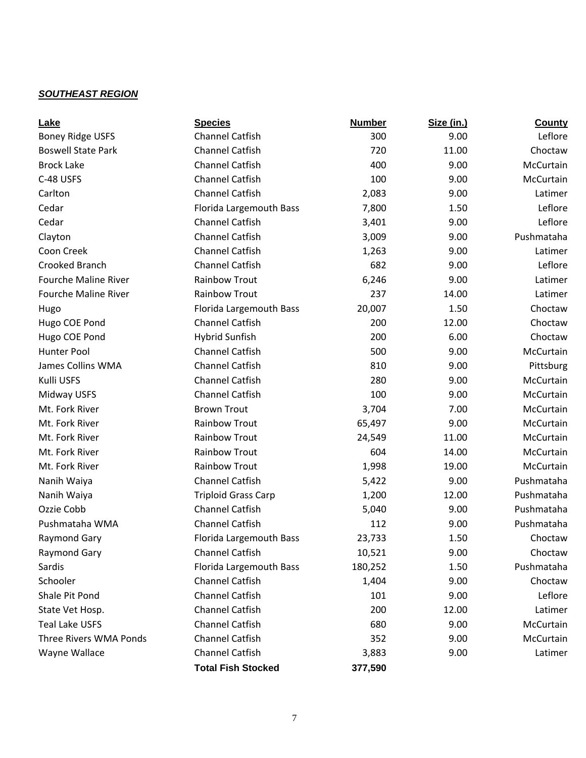***SOUTHEAST REGION***

| Lake | Species | Number | Size (in.) | County |
|---|---|---|---|---|
| Boney Ridge USFS | Channel Catfish | 300 | 9.00 | Leflore |
| Boswell State Park | Channel Catfish | 720 | 11.00 | Choctaw |
| Brock Lake | Channel Catfish | 400 | 9.00 | McCurtain |
| C-48 USFS | Channel Catfish | 100 | 9.00 | McCurtain |
| Carlton | Channel Catfish | 2,083 | 9.00 | Latimer |
| Cedar | Florida Largemouth Bass | 7,800 | 1.50 | Leflore |
| Cedar | Channel Catfish | 3,401 | 9.00 | Leflore |
| Clayton | Channel Catfish | 3,009 | 9.00 | Pushmataha |
| Coon Creek | Channel Catfish | 1,263 | 9.00 | Latimer |
| Crooked Branch | Channel Catfish | 682 | 9.00 | Leflore |
| Fourche Maline River | Rainbow Trout | 6,246 | 9.00 | Latimer |
| Fourche Maline River | Rainbow Trout | 237 | 14.00 | Latimer |
| Hugo | Florida Largemouth Bass | 20,007 | 1.50 | Choctaw |
| Hugo COE Pond | Channel Catfish | 200 | 12.00 | Choctaw |
| Hugo COE Pond | Hybrid Sunfish | 200 | 6.00 | Choctaw |
| Hunter Pool | Channel Catfish | 500 | 9.00 | McCurtain |
| James Collins WMA | Channel Catfish | 810 | 9.00 | Pittsburg |
| Kulli USFS | Channel Catfish | 280 | 9.00 | McCurtain |
| Midway USFS | Channel Catfish | 100 | 9.00 | McCurtain |
| Mt. Fork River | Brown Trout | 3,704 | 7.00 | McCurtain |
| Mt. Fork River | Rainbow Trout | 65,497 | 9.00 | McCurtain |
| Mt. Fork River | Rainbow Trout | 24,549 | 11.00 | McCurtain |
| Mt. Fork River | Rainbow Trout | 604 | 14.00 | McCurtain |
| Mt. Fork River | Rainbow Trout | 1,998 | 19.00 | McCurtain |
| Nanih Waiya | Channel Catfish | 5,422 | 9.00 | Pushmataha |
| Nanih Waiya | Triploid Grass Carp | 1,200 | 12.00 | Pushmataha |
| Ozzie Cobb | Channel Catfish | 5,040 | 9.00 | Pushmataha |
| Pushmataha WMA | Channel Catfish | 112 | 9.00 | Pushmataha |
| Raymond Gary | Florida Largemouth Bass | 23,733 | 1.50 | Choctaw |
| Raymond Gary | Channel Catfish | 10,521 | 9.00 | Choctaw |
| Sardis | Florida Largemouth Bass | 180,252 | 1.50 | Pushmataha |
| Schooler | Channel Catfish | 1,404 | 9.00 | Choctaw |
| Shale Pit Pond | Channel Catfish | 101 | 9.00 | Leflore |
| State Vet Hosp. | Channel Catfish | 200 | 12.00 | Latimer |
| Teal Lake USFS | Channel Catfish | 680 | 9.00 | McCurtain |
| Three Rivers WMA Ponds | Channel Catfish | 352 | 9.00 | McCurtain |
| Wayne Wallace | Channel Catfish | 3,883 | 9.00 | Latimer |
| | **Total Fish Stocked** | **377,590** | | |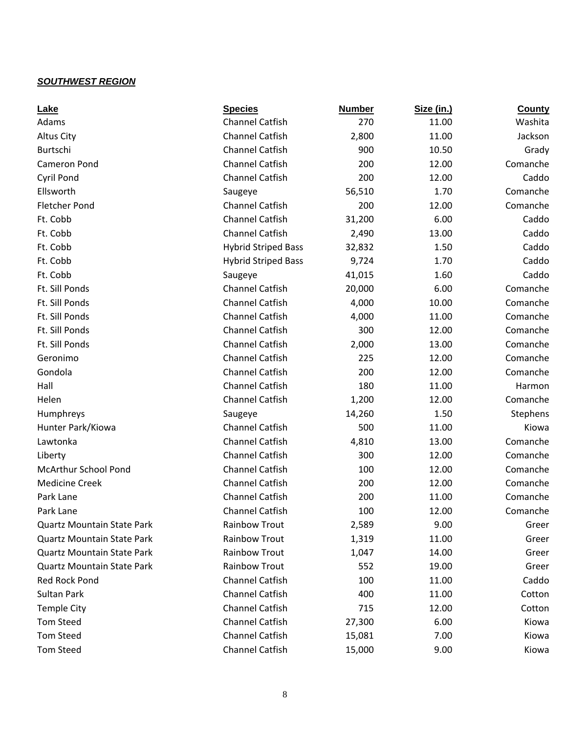***SOUTHWEST REGION***

| Lake | Species | Number | Size (in.) | County |
|---|---|---|---|---|
| Adams | Channel Catfish | 270 | 11.00 | Washita |
| Altus City | Channel Catfish | 2,800 | 11.00 | Jackson |
| Burtschi | Channel Catfish | 900 | 10.50 | Grady |
| Cameron Pond | Channel Catfish | 200 | 12.00 | Comanche |
| Cyril Pond | Channel Catfish | 200 | 12.00 | Caddo |
| Ellsworth | Saugeye | 56,510 | 1.70 | Comanche |
| Fletcher Pond | Channel Catfish | 200 | 12.00 | Comanche |
| Ft. Cobb | Channel Catfish | 31,200 | 6.00 | Caddo |
| Ft. Cobb | Channel Catfish | 2,490 | 13.00 | Caddo |
| Ft. Cobb | Hybrid Striped Bass | 32,832 | 1.50 | Caddo |
| Ft. Cobb | Hybrid Striped Bass | 9,724 | 1.70 | Caddo |
| Ft. Cobb | Saugeye | 41,015 | 1.60 | Caddo |
| Ft. Sill Ponds | Channel Catfish | 20,000 | 6.00 | Comanche |
| Ft. Sill Ponds | Channel Catfish | 4,000 | 10.00 | Comanche |
| Ft. Sill Ponds | Channel Catfish | 4,000 | 11.00 | Comanche |
| Ft. Sill Ponds | Channel Catfish | 300 | 12.00 | Comanche |
| Ft. Sill Ponds | Channel Catfish | 2,000 | 13.00 | Comanche |
| Geronimo | Channel Catfish | 225 | 12.00 | Comanche |
| Gondola | Channel Catfish | 200 | 12.00 | Comanche |
| Hall | Channel Catfish | 180 | 11.00 | Harmon |
| Helen | Channel Catfish | 1,200 | 12.00 | Comanche |
| Humphreys | Saugeye | 14,260 | 1.50 | Stephens |
| Hunter Park/Kiowa | Channel Catfish | 500 | 11.00 | Kiowa |
| Lawtonka | Channel Catfish | 4,810 | 13.00 | Comanche |
| Liberty | Channel Catfish | 300 | 12.00 | Comanche |
| McArthur School Pond | Channel Catfish | 100 | 12.00 | Comanche |
| Medicine Creek | Channel Catfish | 200 | 12.00 | Comanche |
| Park Lane | Channel Catfish | 200 | 11.00 | Comanche |
| Park Lane | Channel Catfish | 100 | 12.00 | Comanche |
| Quartz Mountain State Park | Rainbow Trout | 2,589 | 9.00 | Greer |
| Quartz Mountain State Park | Rainbow Trout | 1,319 | 11.00 | Greer |
| Quartz Mountain State Park | Rainbow Trout | 1,047 | 14.00 | Greer |
| Quartz Mountain State Park | Rainbow Trout | 552 | 19.00 | Greer |
| Red Rock Pond | Channel Catfish | 100 | 11.00 | Caddo |
| Sultan Park | Channel Catfish | 400 | 11.00 | Cotton |
| Temple City | Channel Catfish | 715 | 12.00 | Cotton |
| Tom Steed | Channel Catfish | 27,300 | 6.00 | Kiowa |
| Tom Steed | Channel Catfish | 15,081 | 7.00 | Kiowa |
| Tom Steed | Channel Catfish | 15,000 | 9.00 | Kiowa |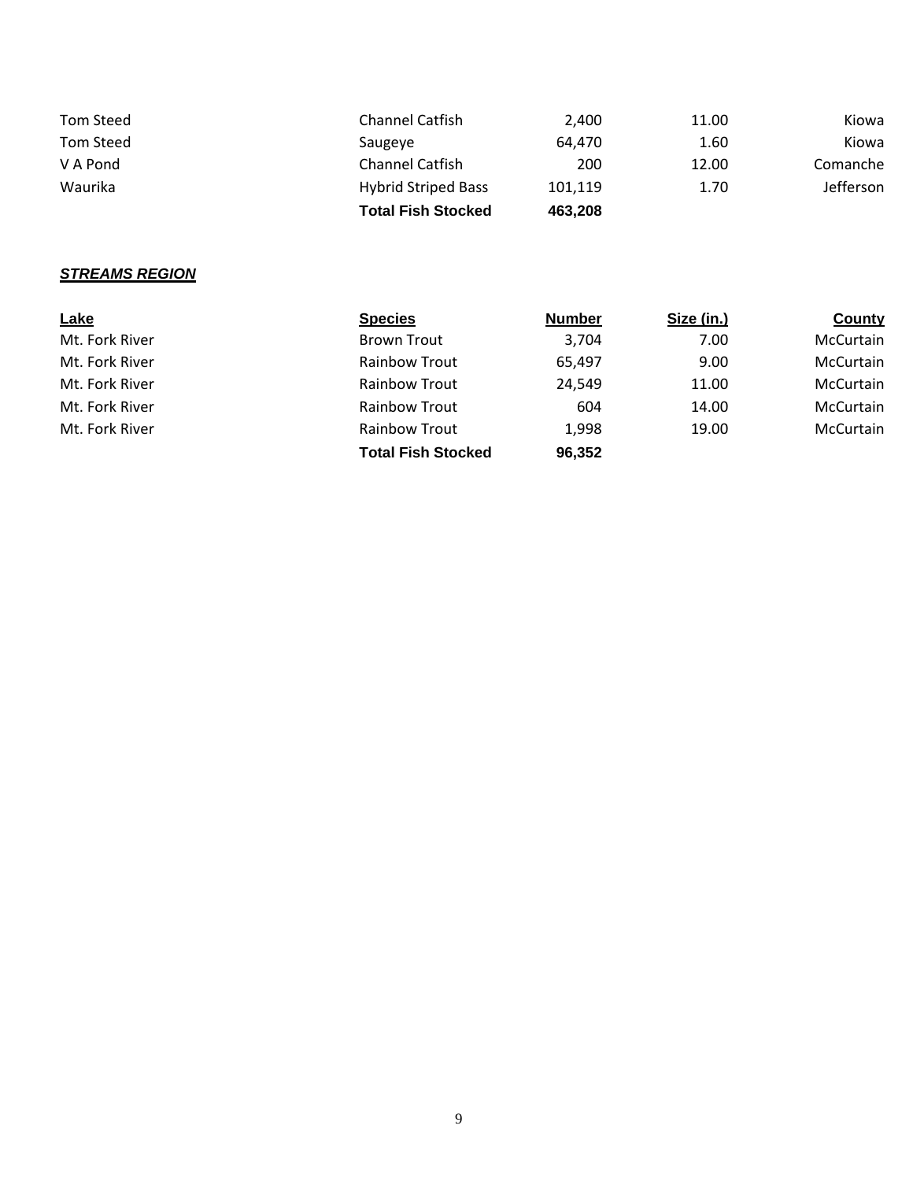| | | | | |
|---|---|---|---|---|
| Tom Steed | Channel Catfish | 2,400 | 11.00 | Kiowa |
| Tom Steed | Saugeye | 64,470 | 1.60 | Kiowa |
| V A Pond | Channel Catfish | 200 | 12.00 | Comanche |
| Waurika | Hybrid Striped Bass | 101,119 | 1.70 | Jefferson |
| | **Total Fish Stocked** | **463,208** | | |

***STREAMS REGION***

| Lake | Species | Number | Size (in.) | County |
|---|---|---|---|---|
| Mt. Fork River | Brown Trout | 3,704 | 7.00 | McCurtain |
| Mt. Fork River | Rainbow Trout | 65,497 | 9.00 | McCurtain |
| Mt. Fork River | Rainbow Trout | 24,549 | 11.00 | McCurtain |
| Mt. Fork River | Rainbow Trout | 604 | 14.00 | McCurtain |
| Mt. Fork River | Rainbow Trout | 1,998 | 19.00 | McCurtain |
| | **Total Fish Stocked** | **96,352** | | |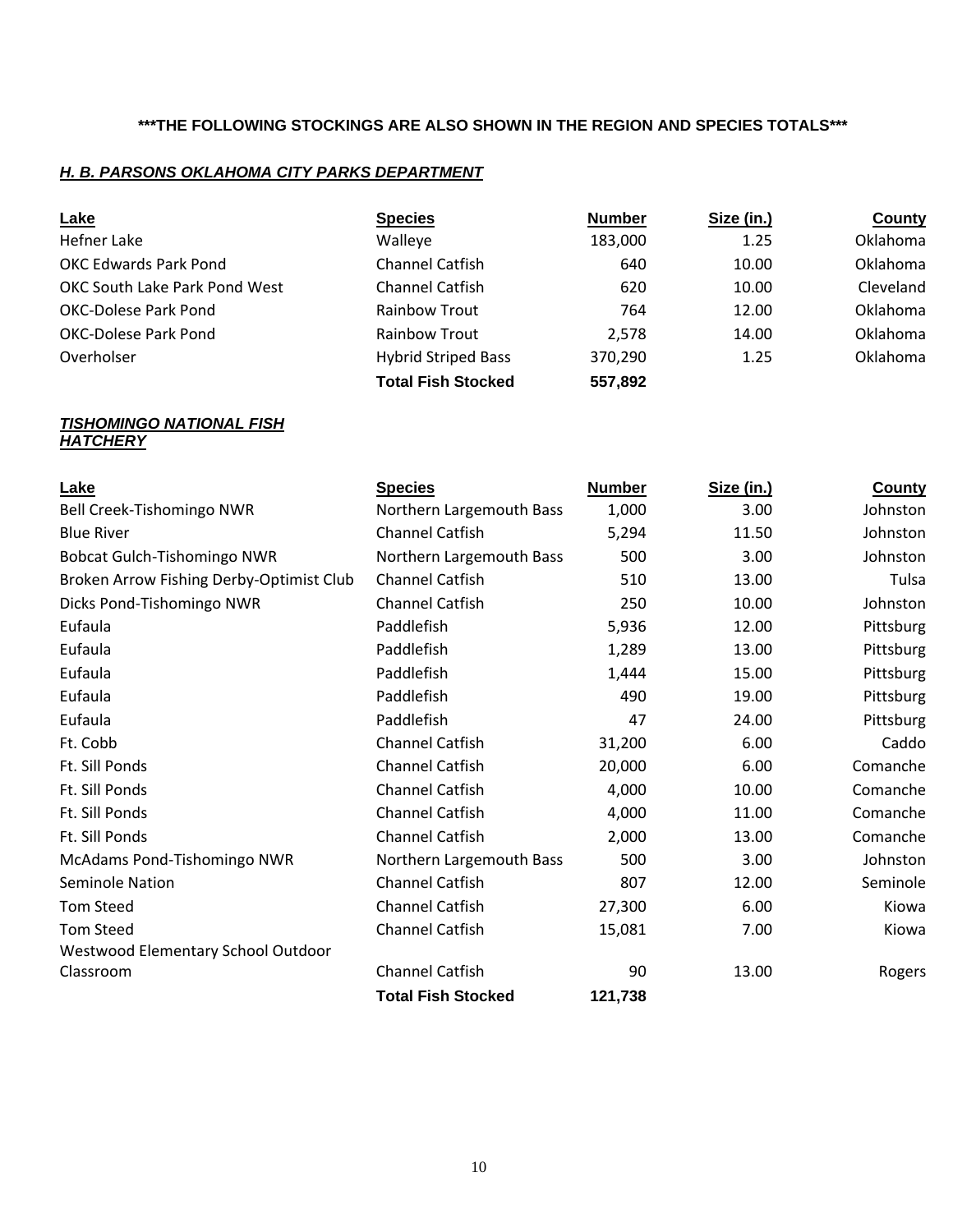**\*\*\*THE FOLLOWING STOCKINGS ARE ALSO SHOWN IN THE REGION AND SPECIES TOTALS\*\*\***

***H. B. PARSONS OKLAHOMA CITY PARKS DEPARTMENT***

| Lake | Species | Number | Size (in.) | County |
|---|---|---|---|---|
| Hefner Lake | Walleye | 183,000 | 1.25 | Oklahoma |
| OKC Edwards Park Pond | Channel Catfish | 640 | 10.00 | Oklahoma |
| OKC South Lake Park Pond West | Channel Catfish | 620 | 10.00 | Cleveland |
| OKC-Dolese Park Pond | Rainbow Trout | 764 | 12.00 | Oklahoma |
| OKC-Dolese Park Pond | Rainbow Trout | 2,578 | 14.00 | Oklahoma |
| Overholser | Hybrid Striped Bass | 370,290 | 1.25 | Oklahoma |
| | **Total Fish Stocked** | **557,892** | | |

***TISHOMINGO NATIONAL FISH HATCHERY***

| Lake | Species | Number | Size (in.) | County |
|---|---|---|---|---|
| Bell Creek-Tishomingo NWR | Northern Largemouth Bass | 1,000 | 3.00 | Johnston |
| Blue River | Channel Catfish | 5,294 | 11.50 | Johnston |
| Bobcat Gulch-Tishomingo NWR | Northern Largemouth Bass | 500 | 3.00 | Johnston |
| Broken Arrow Fishing Derby-Optimist Club | Channel Catfish | 510 | 13.00 | Tulsa |
| Dicks Pond-Tishomingo NWR | Channel Catfish | 250 | 10.00 | Johnston |
| Eufaula | Paddlefish | 5,936 | 12.00 | Pittsburg |
| Eufaula | Paddlefish | 1,289 | 13.00 | Pittsburg |
| Eufaula | Paddlefish | 1,444 | 15.00 | Pittsburg |
| Eufaula | Paddlefish | 490 | 19.00 | Pittsburg |
| Eufaula | Paddlefish | 47 | 24.00 | Pittsburg |
| Ft. Cobb | Channel Catfish | 31,200 | 6.00 | Caddo |
| Ft. Sill Ponds | Channel Catfish | 20,000 | 6.00 | Comanche |
| Ft. Sill Ponds | Channel Catfish | 4,000 | 10.00 | Comanche |
| Ft. Sill Ponds | Channel Catfish | 4,000 | 11.00 | Comanche |
| Ft. Sill Ponds | Channel Catfish | 2,000 | 13.00 | Comanche |
| McAdams Pond-Tishomingo NWR | Northern Largemouth Bass | 500 | 3.00 | Johnston |
| Seminole Nation | Channel Catfish | 807 | 12.00 | Seminole |
| Tom Steed | Channel Catfish | 27,300 | 6.00 | Kiowa |
| Tom Steed | Channel Catfish | 15,081 | 7.00 | Kiowa |
| Westwood Elementary School Outdoor Classroom | Channel Catfish | 90 | 13.00 | Rogers |
| | **Total Fish Stocked** | **121,738** | | |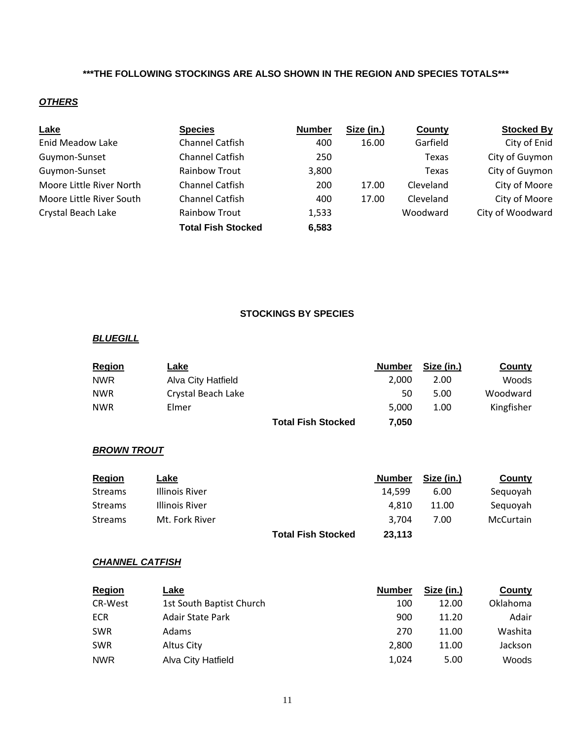**\*\*\*THE FOLLOWING STOCKINGS ARE ALSO SHOWN IN THE REGION AND SPECIES TOTALS\*\*\***

***OTHERS***

| Lake | Species | Number | Size (in.) | County | Stocked By |
|---|---|---|---|---|---|
| Enid Meadow Lake | Channel Catfish | 400 | 16.00 | Garfield | City of Enid |
| Guymon-Sunset | Channel Catfish | 250 | | Texas | City of Guymon |
| Guymon-Sunset | Rainbow Trout | 3,800 | | Texas | City of Guymon |
| Moore Little River North | Channel Catfish | 200 | 17.00 | Cleveland | City of Moore |
| Moore Little River South | Channel Catfish | 400 | 17.00 | Cleveland | City of Moore |
| Crystal Beach Lake | Rainbow Trout | 1,533 | | Woodward | City of Woodward |
| | **Total Fish Stocked** | **6,583** | | | |

## STOCKINGS BY SPECIES

***BLUEGILL***

| Region | Lake | | Number | Size (in.) | County |
|---|---|---|---|---|---|
| NWR | Alva City Hatfield | | 2,000 | 2.00 | Woods |
| NWR | Crystal Beach Lake | | 50 | 5.00 | Woodward |
| NWR | Elmer | | 5,000 | 1.00 | Kingfisher |
| | | **Total Fish Stocked** | **7,050** | | |

***BROWN TROUT***

| Region | Lake | | Number | Size (in.) | County |
|---|---|---|---|---|---|
| Streams | Illinois River | | 14,599 | 6.00 | Sequoyah |
| Streams | Illinois River | | 4,810 | 11.00 | Sequoyah |
| Streams | Mt. Fork River | | 3,704 | 7.00 | McCurtain |
| | | **Total Fish Stocked** | **23,113** | | |

***CHANNEL CATFISH***

| Region | Lake | Number | Size (in.) | County |
|---|---|---|---|---|
| CR-West | 1st South Baptist Church | 100 | 12.00 | Oklahoma |
| ECR | Adair State Park | 900 | 11.20 | Adair |
| SWR | Adams | 270 | 11.00 | Washita |
| SWR | Altus City | 2,800 | 11.00 | Jackson |
| NWR | Alva City Hatfield | 1,024 | 5.00 | Woods |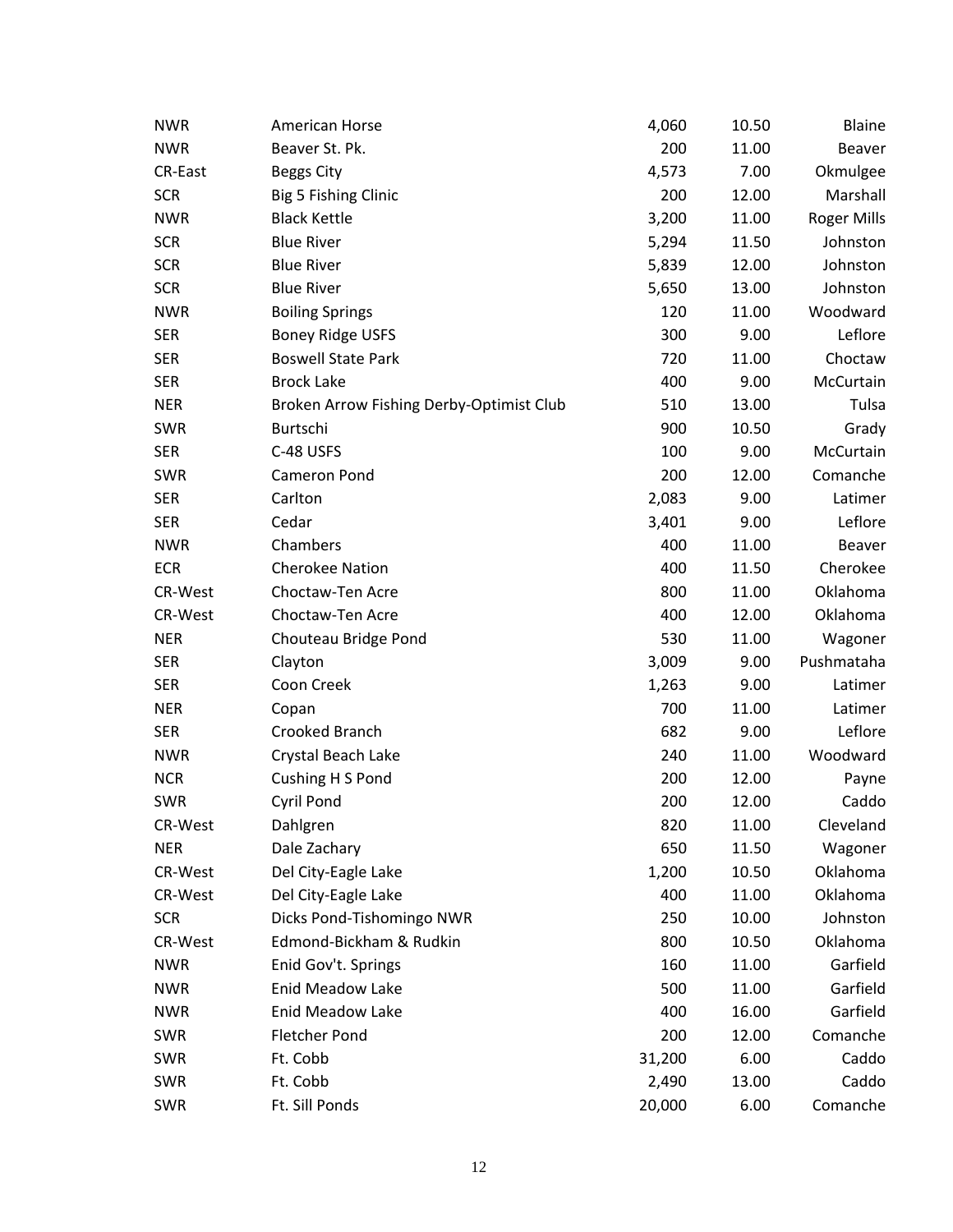| | | | | |
|---|---|---|---|---|
| NWR | American Horse | 4,060 | 10.50 | Blaine |
| NWR | Beaver St. Pk. | 200 | 11.00 | Beaver |
| CR-East | Beggs City | 4,573 | 7.00 | Okmulgee |
| SCR | Big 5 Fishing Clinic | 200 | 12.00 | Marshall |
| NWR | Black Kettle | 3,200 | 11.00 | Roger Mills |
| SCR | Blue River | 5,294 | 11.50 | Johnston |
| SCR | Blue River | 5,839 | 12.00 | Johnston |
| SCR | Blue River | 5,650 | 13.00 | Johnston |
| NWR | Boiling Springs | 120 | 11.00 | Woodward |
| SER | Boney Ridge USFS | 300 | 9.00 | Leflore |
| SER | Boswell State Park | 720 | 11.00 | Choctaw |
| SER | Brock Lake | 400 | 9.00 | McCurtain |
| NER | Broken Arrow Fishing Derby-Optimist Club | 510 | 13.00 | Tulsa |
| SWR | Burtschi | 900 | 10.50 | Grady |
| SER | C-48 USFS | 100 | 9.00 | McCurtain |
| SWR | Cameron Pond | 200 | 12.00 | Comanche |
| SER | Carlton | 2,083 | 9.00 | Latimer |
| SER | Cedar | 3,401 | 9.00 | Leflore |
| NWR | Chambers | 400 | 11.00 | Beaver |
| ECR | Cherokee Nation | 400 | 11.50 | Cherokee |
| CR-West | Choctaw-Ten Acre | 800 | 11.00 | Oklahoma |
| CR-West | Choctaw-Ten Acre | 400 | 12.00 | Oklahoma |
| NER | Chouteau Bridge Pond | 530 | 11.00 | Wagoner |
| SER | Clayton | 3,009 | 9.00 | Pushmataha |
| SER | Coon Creek | 1,263 | 9.00 | Latimer |
| NER | Copan | 700 | 11.00 | Latimer |
| SER | Crooked Branch | 682 | 9.00 | Leflore |
| NWR | Crystal Beach Lake | 240 | 11.00 | Woodward |
| NCR | Cushing H S Pond | 200 | 12.00 | Payne |
| SWR | Cyril Pond | 200 | 12.00 | Caddo |
| CR-West | Dahlgren | 820 | 11.00 | Cleveland |
| NER | Dale Zachary | 650 | 11.50 | Wagoner |
| CR-West | Del City-Eagle Lake | 1,200 | 10.50 | Oklahoma |
| CR-West | Del City-Eagle Lake | 400 | 11.00 | Oklahoma |
| SCR | Dicks Pond-Tishomingo NWR | 250 | 10.00 | Johnston |
| CR-West | Edmond-Bickham & Rudkin | 800 | 10.50 | Oklahoma |
| NWR | Enid Gov't. Springs | 160 | 11.00 | Garfield |
| NWR | Enid Meadow Lake | 500 | 11.00 | Garfield |
| NWR | Enid Meadow Lake | 400 | 16.00 | Garfield |
| SWR | Fletcher Pond | 200 | 12.00 | Comanche |
| SWR | Ft. Cobb | 31,200 | 6.00 | Caddo |
| SWR | Ft. Cobb | 2,490 | 13.00 | Caddo |
| SWR | Ft. Sill Ponds | 20,000 | 6.00 | Comanche |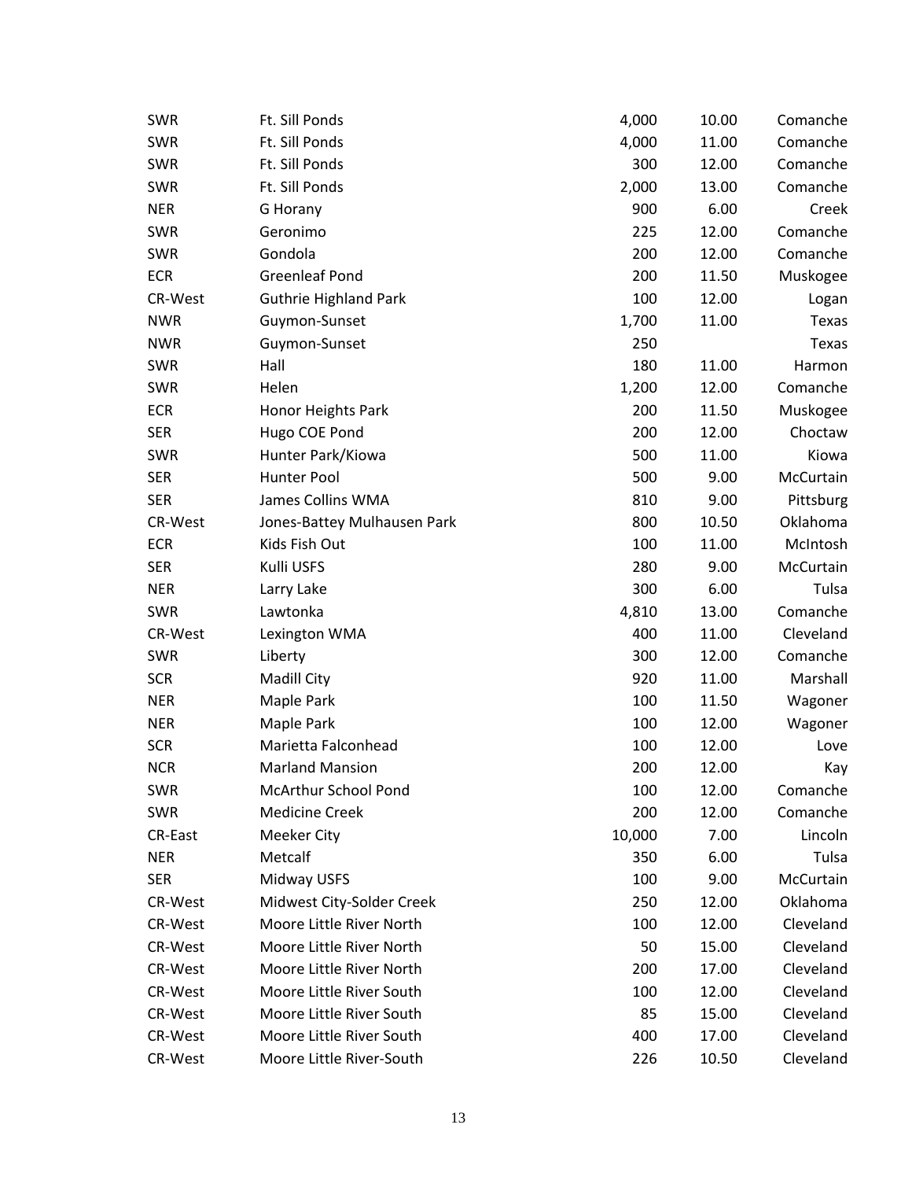| | | | | |
|---|---|---|---|---|
| SWR | Ft. Sill Ponds | 4,000 | 10.00 | Comanche |
| SWR | Ft. Sill Ponds | 4,000 | 11.00 | Comanche |
| SWR | Ft. Sill Ponds | 300 | 12.00 | Comanche |
| SWR | Ft. Sill Ponds | 2,000 | 13.00 | Comanche |
| NER | G Horany | 900 | 6.00 | Creek |
| SWR | Geronimo | 225 | 12.00 | Comanche |
| SWR | Gondola | 200 | 12.00 | Comanche |
| ECR | Greenleaf Pond | 200 | 11.50 | Muskogee |
| CR-West | Guthrie Highland Park | 100 | 12.00 | Logan |
| NWR | Guymon-Sunset | 1,700 | 11.00 | Texas |
| NWR | Guymon-Sunset | 250 | | Texas |
| SWR | Hall | 180 | 11.00 | Harmon |
| SWR | Helen | 1,200 | 12.00 | Comanche |
| ECR | Honor Heights Park | 200 | 11.50 | Muskogee |
| SER | Hugo COE Pond | 200 | 12.00 | Choctaw |
| SWR | Hunter Park/Kiowa | 500 | 11.00 | Kiowa |
| SER | Hunter Pool | 500 | 9.00 | McCurtain |
| SER | James Collins WMA | 810 | 9.00 | Pittsburg |
| CR-West | Jones-Battey Mulhausen Park | 800 | 10.50 | Oklahoma |
| ECR | Kids Fish Out | 100 | 11.00 | McIntosh |
| SER | Kulli USFS | 280 | 9.00 | McCurtain |
| NER | Larry Lake | 300 | 6.00 | Tulsa |
| SWR | Lawtonka | 4,810 | 13.00 | Comanche |
| CR-West | Lexington WMA | 400 | 11.00 | Cleveland |
| SWR | Liberty | 300 | 12.00 | Comanche |
| SCR | Madill City | 920 | 11.00 | Marshall |
| NER | Maple Park | 100 | 11.50 | Wagoner |
| NER | Maple Park | 100 | 12.00 | Wagoner |
| SCR | Marietta Falconhead | 100 | 12.00 | Love |
| NCR | Marland Mansion | 200 | 12.00 | Kay |
| SWR | McArthur School Pond | 100 | 12.00 | Comanche |
| SWR | Medicine Creek | 200 | 12.00 | Comanche |
| CR-East | Meeker City | 10,000 | 7.00 | Lincoln |
| NER | Metcalf | 350 | 6.00 | Tulsa |
| SER | Midway USFS | 100 | 9.00 | McCurtain |
| CR-West | Midwest City-Solder Creek | 250 | 12.00 | Oklahoma |
| CR-West | Moore Little River North | 100 | 12.00 | Cleveland |
| CR-West | Moore Little River North | 50 | 15.00 | Cleveland |
| CR-West | Moore Little River North | 200 | 17.00 | Cleveland |
| CR-West | Moore Little River South | 100 | 12.00 | Cleveland |
| CR-West | Moore Little River South | 85 | 15.00 | Cleveland |
| CR-West | Moore Little River South | 400 | 17.00 | Cleveland |
| CR-West | Moore Little River-South | 226 | 10.50 | Cleveland |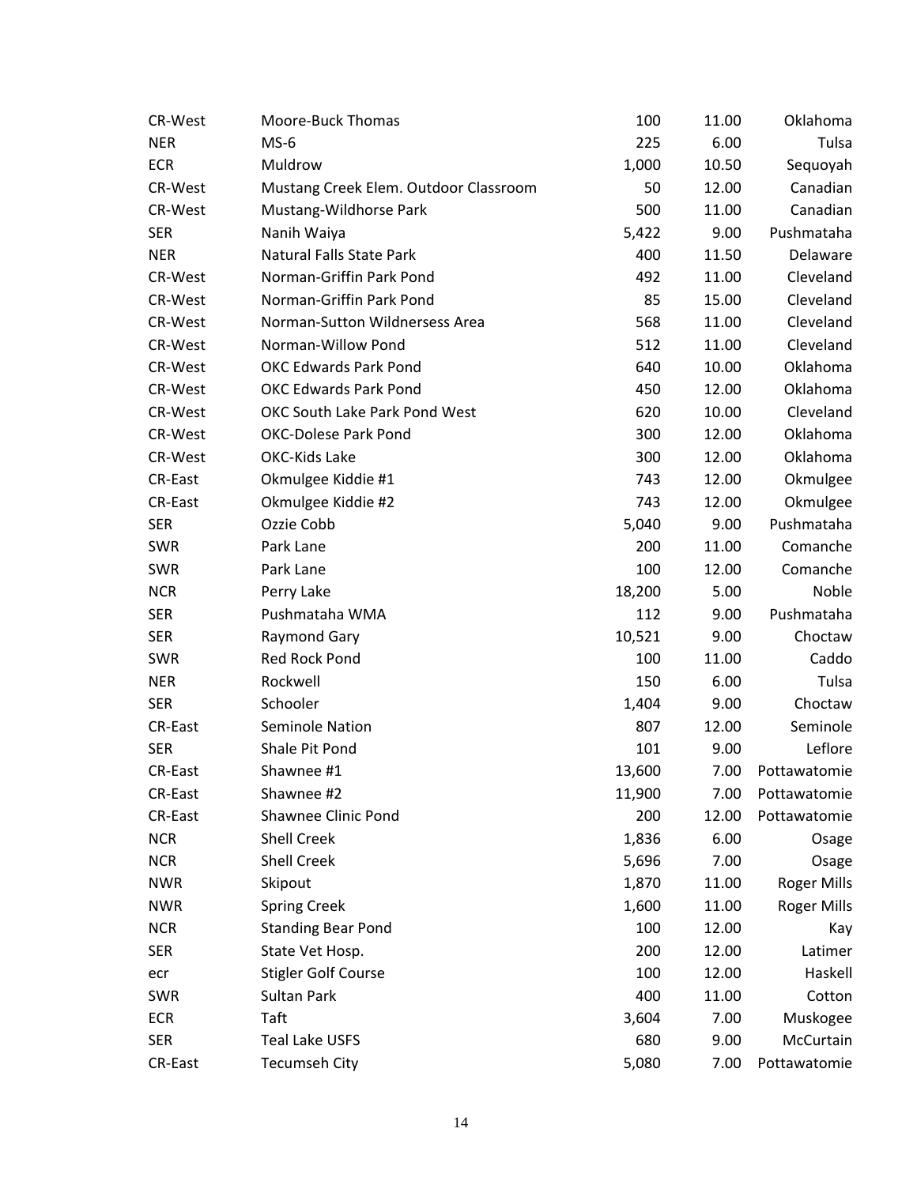| | | | | |
|---|---|---|---|---|
| CR-West | Moore-Buck Thomas | 100 | 11.00 | Oklahoma |
| NER | MS-6 | 225 | 6.00 | Tulsa |
| ECR | Muldrow | 1,000 | 10.50 | Sequoyah |
| CR-West | Mustang Creek Elem. Outdoor Classroom | 50 | 12.00 | Canadian |
| CR-West | Mustang-Wildhorse Park | 500 | 11.00 | Canadian |
| SER | Nanih Waiya | 5,422 | 9.00 | Pushmataha |
| NER | Natural Falls State Park | 400 | 11.50 | Delaware |
| CR-West | Norman-Griffin Park Pond | 492 | 11.00 | Cleveland |
| CR-West | Norman-Griffin Park Pond | 85 | 15.00 | Cleveland |
| CR-West | Norman-Sutton Wildnersess Area | 568 | 11.00 | Cleveland |
| CR-West | Norman-Willow Pond | 512 | 11.00 | Cleveland |
| CR-West | OKC Edwards Park Pond | 640 | 10.00 | Oklahoma |
| CR-West | OKC Edwards Park Pond | 450 | 12.00 | Oklahoma |
| CR-West | OKC South Lake Park Pond West | 620 | 10.00 | Cleveland |
| CR-West | OKC-Dolese Park Pond | 300 | 12.00 | Oklahoma |
| CR-West | OKC-Kids Lake | 300 | 12.00 | Oklahoma |
| CR-East | Okmulgee Kiddie #1 | 743 | 12.00 | Okmulgee |
| CR-East | Okmulgee Kiddie #2 | 743 | 12.00 | Okmulgee |
| SER | Ozzie Cobb | 5,040 | 9.00 | Pushmataha |
| SWR | Park Lane | 200 | 11.00 | Comanche |
| SWR | Park Lane | 100 | 12.00 | Comanche |
| NCR | Perry Lake | 18,200 | 5.00 | Noble |
| SER | Pushmataha WMA | 112 | 9.00 | Pushmataha |
| SER | Raymond Gary | 10,521 | 9.00 | Choctaw |
| SWR | Red Rock Pond | 100 | 11.00 | Caddo |
| NER | Rockwell | 150 | 6.00 | Tulsa |
| SER | Schooler | 1,404 | 9.00 | Choctaw |
| CR-East | Seminole Nation | 807 | 12.00 | Seminole |
| SER | Shale Pit Pond | 101 | 9.00 | Leflore |
| CR-East | Shawnee #1 | 13,600 | 7.00 | Pottawatomie |
| CR-East | Shawnee #2 | 11,900 | 7.00 | Pottawatomie |
| CR-East | Shawnee Clinic Pond | 200 | 12.00 | Pottawatomie |
| NCR | Shell Creek | 1,836 | 6.00 | Osage |
| NCR | Shell Creek | 5,696 | 7.00 | Osage |
| NWR | Skipout | 1,870 | 11.00 | Roger Mills |
| NWR | Spring Creek | 1,600 | 11.00 | Roger Mills |
| NCR | Standing Bear Pond | 100 | 12.00 | Kay |
| SER | State Vet Hosp. | 200 | 12.00 | Latimer |
| ecr | Stigler Golf Course | 100 | 12.00 | Haskell |
| SWR | Sultan Park | 400 | 11.00 | Cotton |
| ECR | Taft | 3,604 | 7.00 | Muskogee |
| SER | Teal Lake USFS | 680 | 9.00 | McCurtain |
| CR-East | Tecumseh City | 5,080 | 7.00 | Pottawatomie |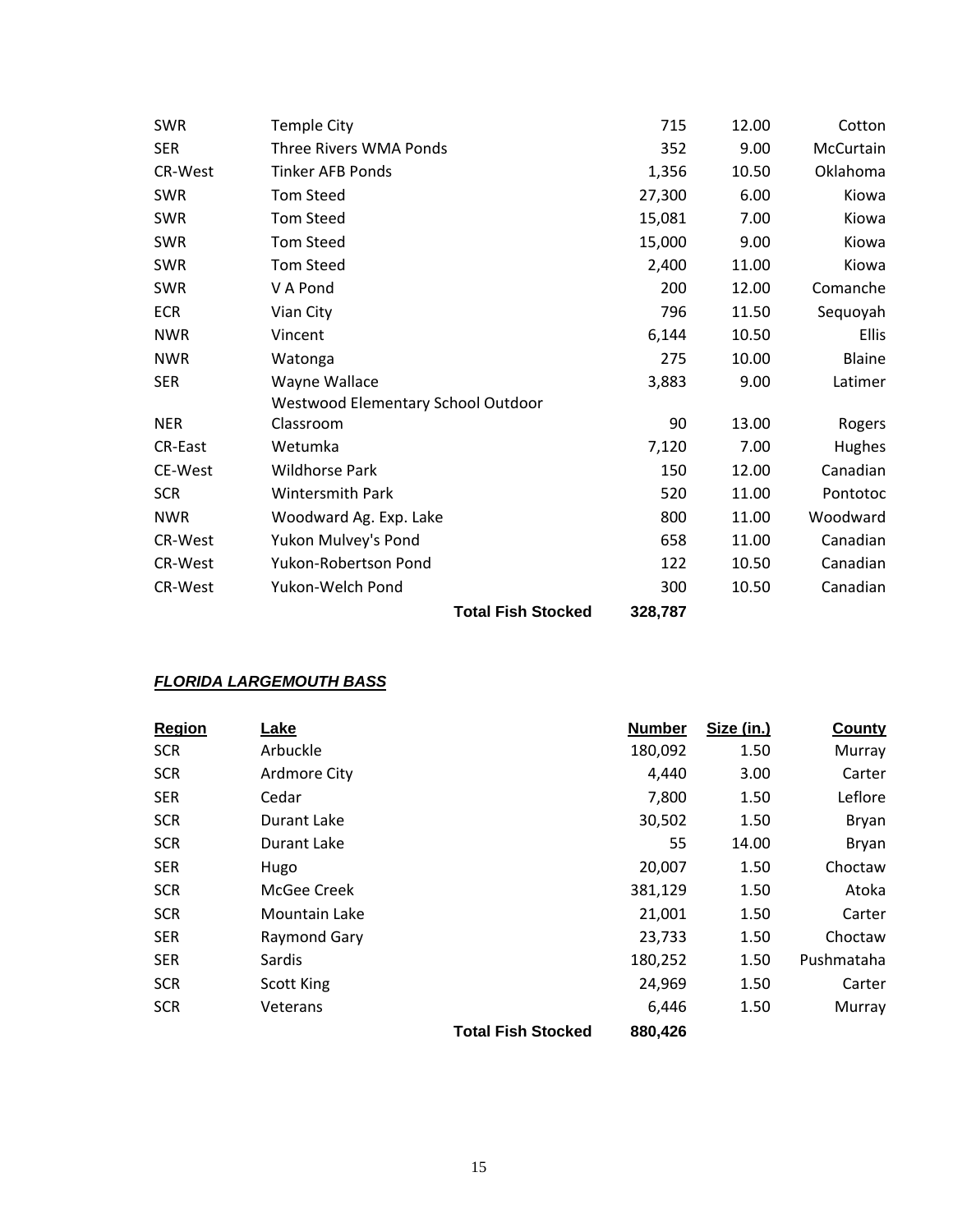| | | | | |
|---|---|---|---|---|
| SWR | Temple City | 715 | 12.00 | Cotton |
| SER | Three Rivers WMA Ponds | 352 | 9.00 | McCurtain |
| CR-West | Tinker AFB Ponds | 1,356 | 10.50 | Oklahoma |
| SWR | Tom Steed | 27,300 | 6.00 | Kiowa |
| SWR | Tom Steed | 15,081 | 7.00 | Kiowa |
| SWR | Tom Steed | 15,000 | 9.00 | Kiowa |
| SWR | Tom Steed | 2,400 | 11.00 | Kiowa |
| SWR | V A Pond | 200 | 12.00 | Comanche |
| ECR | Vian City | 796 | 11.50 | Sequoyah |
| NWR | Vincent | 6,144 | 10.50 | Ellis |
| NWR | Watonga | 275 | 10.00 | Blaine |
| SER | Wayne Wallace | 3,883 | 9.00 | Latimer |
| NER | Westwood Elementary School Outdoor Classroom | 90 | 13.00 | Rogers |
| CR-East | Wetumka | 7,120 | 7.00 | Hughes |
| CE-West | Wildhorse Park | 150 | 12.00 | Canadian |
| SCR | Wintersmith Park | 520 | 11.00 | Pontotoc |
| NWR | Woodward Ag. Exp. Lake | 800 | 11.00 | Woodward |
| CR-West | Yukon Mulvey's Pond | 658 | 11.00 | Canadian |
| CR-West | Yukon-Robertson Pond | 122 | 10.50 | Canadian |
| CR-West | Yukon-Welch Pond | 300 | 10.50 | Canadian |
| | **Total Fish Stocked** | **328,787** | | |

## ***FLORIDA LARGEMOUTH BASS***

| Region | Lake | Number | Size (in.) | County |
|---|---|---|---|---|
| SCR | Arbuckle | 180,092 | 1.50 | Murray |
| SCR | Ardmore City | 4,440 | 3.00 | Carter |
| SER | Cedar | 7,800 | 1.50 | Leflore |
| SCR | Durant Lake | 30,502 | 1.50 | Bryan |
| SCR | Durant Lake | 55 | 14.00 | Bryan |
| SER | Hugo | 20,007 | 1.50 | Choctaw |
| SCR | McGee Creek | 381,129 | 1.50 | Atoka |
| SCR | Mountain Lake | 21,001 | 1.50 | Carter |
| SER | Raymond Gary | 23,733 | 1.50 | Choctaw |
| SER | Sardis | 180,252 | 1.50 | Pushmataha |
| SCR | Scott King | 24,969 | 1.50 | Carter |
| SCR | Veterans | 6,446 | 1.50 | Murray |
| | **Total Fish Stocked** | **880,426** | | |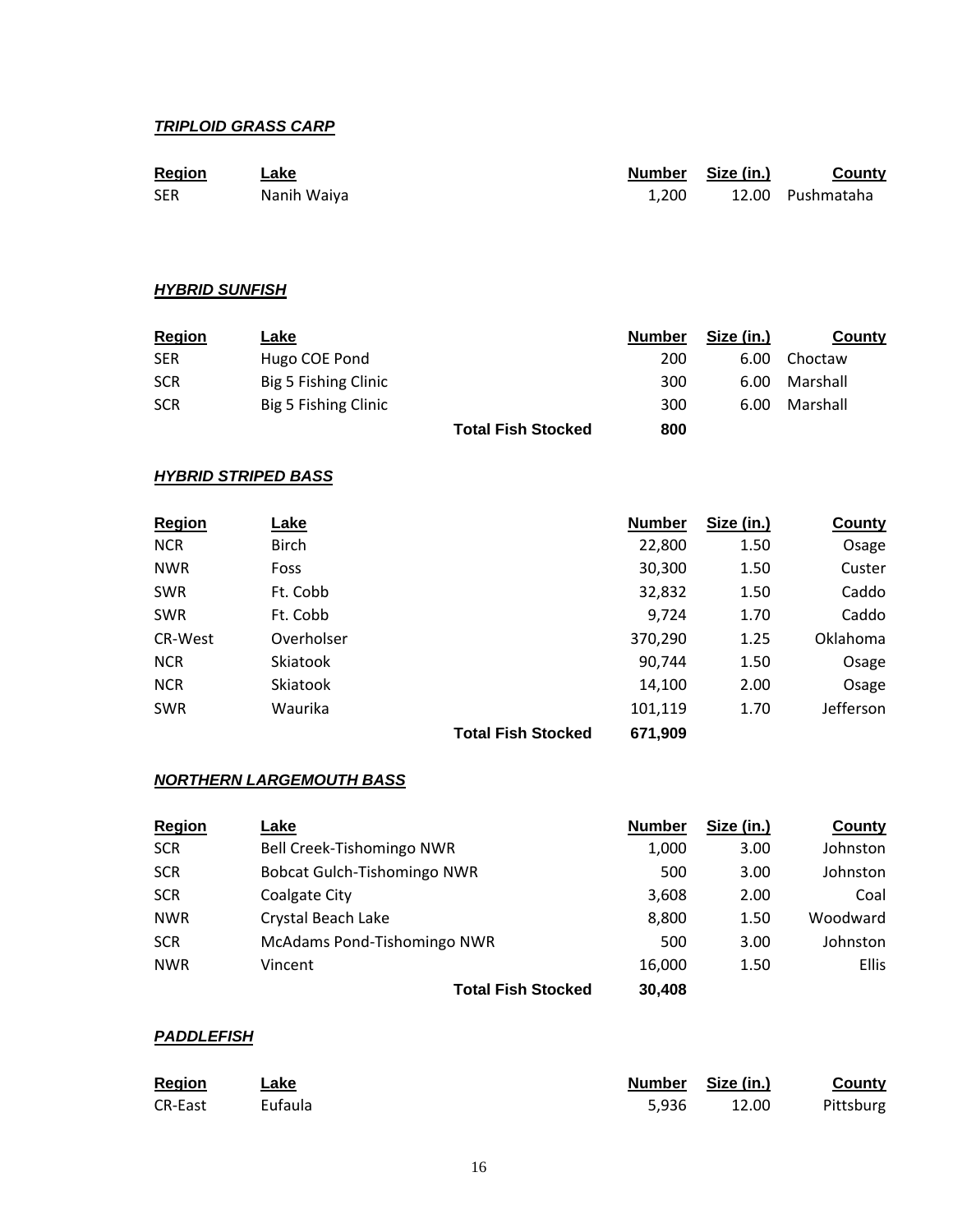***TRIPLOID GRASS CARP***

| Region | Lake | | Number | Size (in.) | County |
|---|---|---|---|---|---|
| SER | Nanih Waiya | | 1,200 | 12.00 | Pushmataha |

***HYBRID SUNFISH***

| Region | Lake | | Number | Size (in.) | County |
|---|---|---|---|---|---|
| SER | Hugo COE Pond | | 200 | 6.00 | Choctaw |
| SCR | Big 5 Fishing Clinic | | 300 | 6.00 | Marshall |
| SCR | Big 5 Fishing Clinic | | 300 | 6.00 | Marshall |
| | | **Total Fish Stocked** | **800** | | |

***HYBRID STRIPED BASS***

| Region | Lake | | Number | Size (in.) | County |
|---|---|---|---|---|---|
| NCR | Birch | | 22,800 | 1.50 | Osage |
| NWR | Foss | | 30,300 | 1.50 | Custer |
| SWR | Ft. Cobb | | 32,832 | 1.50 | Caddo |
| SWR | Ft. Cobb | | 9,724 | 1.70 | Caddo |
| CR-West | Overholser | | 370,290 | 1.25 | Oklahoma |
| NCR | Skiatook | | 90,744 | 1.50 | Osage |
| NCR | Skiatook | | 14,100 | 2.00 | Osage |
| SWR | Waurika | | 101,119 | 1.70 | Jefferson |
| | | **Total Fish Stocked** | **671,909** | | |

***NORTHERN LARGEMOUTH BASS***

| Region | Lake | | Number | Size (in.) | County |
|---|---|---|---|---|---|
| SCR | Bell Creek-Tishomingo NWR | | 1,000 | 3.00 | Johnston |
| SCR | Bobcat Gulch-Tishomingo NWR | | 500 | 3.00 | Johnston |
| SCR | Coalgate City | | 3,608 | 2.00 | Coal |
| NWR | Crystal Beach Lake | | 8,800 | 1.50 | Woodward |
| SCR | McAdams Pond-Tishomingo NWR | | 500 | 3.00 | Johnston |
| NWR | Vincent | | 16,000 | 1.50 | Ellis |
| | | **Total Fish Stocked** | **30,408** | | |

***PADDLEFISH***

| Region | Lake | | Number | Size (in.) | County |
|---|---|---|---|---|---|
| CR-East | Eufaula | | 5,936 | 12.00 | Pittsburg |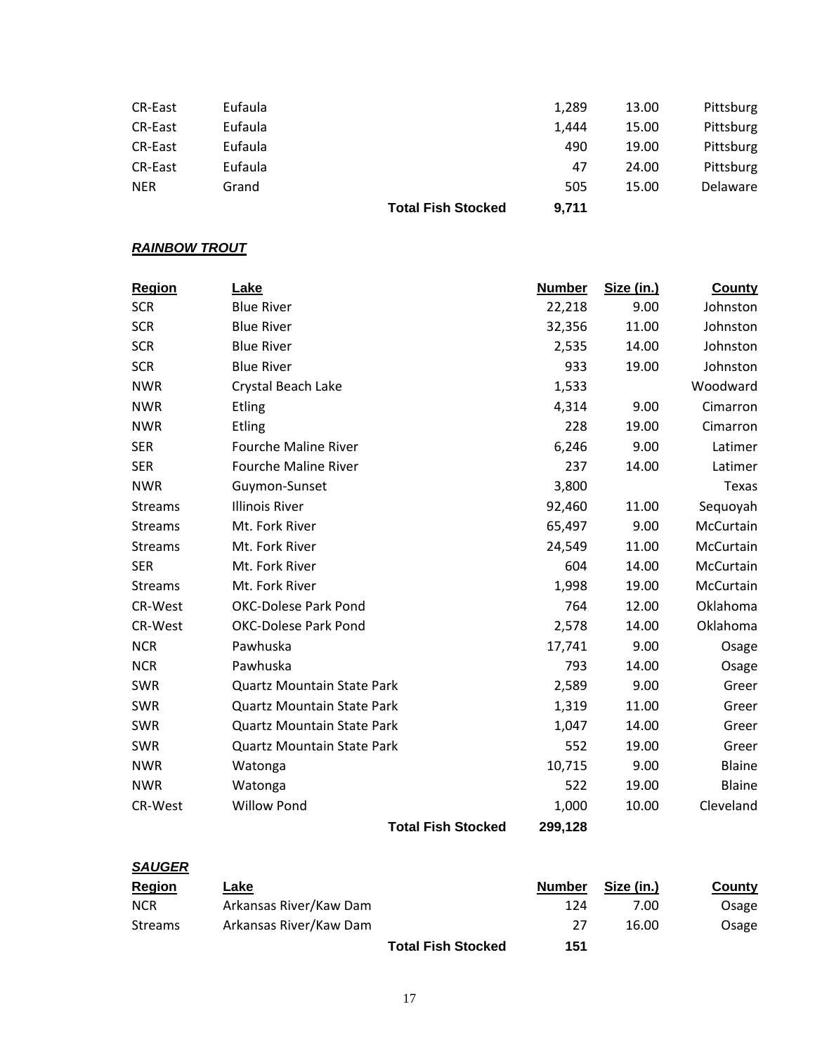| Region | Lake | | Number | Size (in.) | County |
|---|---|---|---|---|---|
| CR-East | Eufaula | | 1,289 | 13.00 | Pittsburg |
| CR-East | Eufaula | | 1,444 | 15.00 | Pittsburg |
| CR-East | Eufaula | | 490 | 19.00 | Pittsburg |
| CR-East | Eufaula | | 47 | 24.00 | Pittsburg |
| NER | Grand | | 505 | 15.00 | Delaware |
| | | **Total Fish Stocked** | **9,711** | | |

***RAINBOW TROUT***

| Region | Lake | | Number | Size (in.) | County |
|---|---|---|---|---|---|
| SCR | Blue River | | 22,218 | 9.00 | Johnston |
| SCR | Blue River | | 32,356 | 11.00 | Johnston |
| SCR | Blue River | | 2,535 | 14.00 | Johnston |
| SCR | Blue River | | 933 | 19.00 | Johnston |
| NWR | Crystal Beach Lake | | 1,533 | | Woodward |
| NWR | Etling | | 4,314 | 9.00 | Cimarron |
| NWR | Etling | | 228 | 19.00 | Cimarron |
| SER | Fourche Maline River | | 6,246 | 9.00 | Latimer |
| SER | Fourche Maline River | | 237 | 14.00 | Latimer |
| NWR | Guymon-Sunset | | 3,800 | | Texas |
| Streams | Illinois River | | 92,460 | 11.00 | Sequoyah |
| Streams | Mt. Fork River | | 65,497 | 9.00 | McCurtain |
| Streams | Mt. Fork River | | 24,549 | 11.00 | McCurtain |
| SER | Mt. Fork River | | 604 | 14.00 | McCurtain |
| Streams | Mt. Fork River | | 1,998 | 19.00 | McCurtain |
| CR-West | OKC-Dolese Park Pond | | 764 | 12.00 | Oklahoma |
| CR-West | OKC-Dolese Park Pond | | 2,578 | 14.00 | Oklahoma |
| NCR | Pawhuska | | 17,741 | 9.00 | Osage |
| NCR | Pawhuska | | 793 | 14.00 | Osage |
| SWR | Quartz Mountain State Park | | 2,589 | 9.00 | Greer |
| SWR | Quartz Mountain State Park | | 1,319 | 11.00 | Greer |
| SWR | Quartz Mountain State Park | | 1,047 | 14.00 | Greer |
| SWR | Quartz Mountain State Park | | 552 | 19.00 | Greer |
| NWR | Watonga | | 10,715 | 9.00 | Blaine |
| NWR | Watonga | | 522 | 19.00 | Blaine |
| CR-West | Willow Pond | | 1,000 | 10.00 | Cleveland |
| | | **Total Fish Stocked** | **299,128** | | |

***SAUGER***

| Region | Lake | | Number | Size (in.) | County |
|---|---|---|---|---|---|
| NCR | Arkansas River/Kaw Dam | | 124 | 7.00 | Osage |
| Streams | Arkansas River/Kaw Dam | | 27 | 16.00 | Osage |
| | | **Total Fish Stocked** | **151** | | |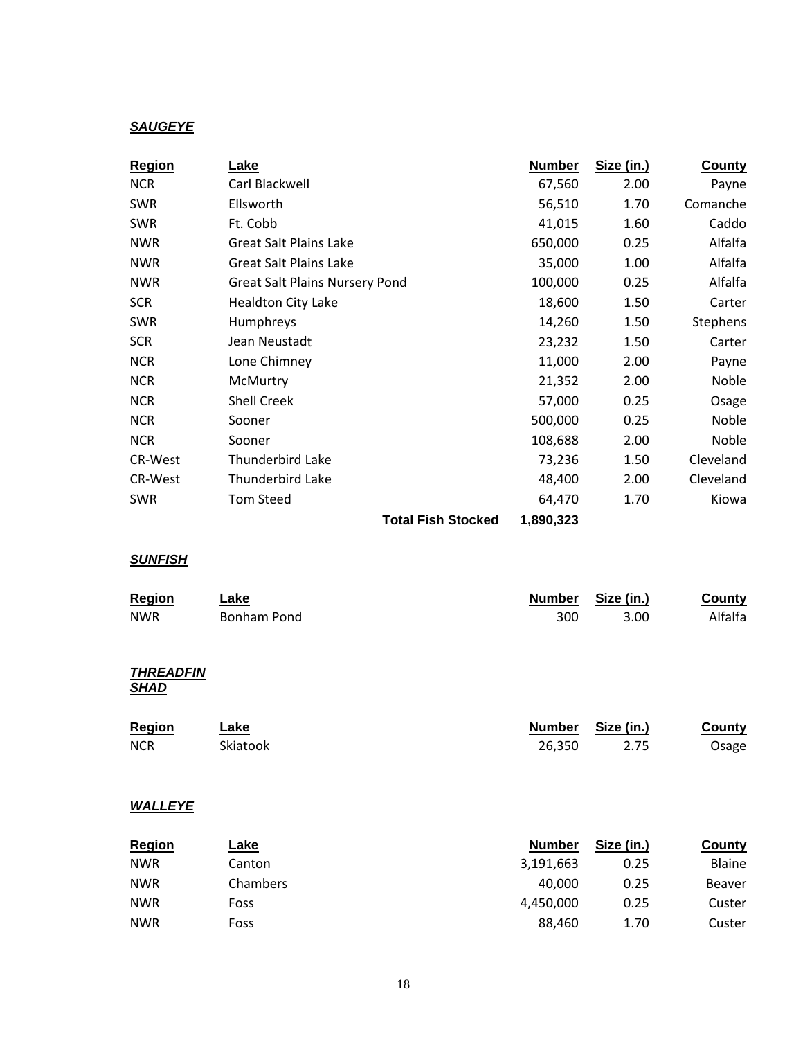***SAUGEYE***

| Region | Lake | Number | Size (in.) | County |
|---|---|---|---|---|
| NCR | Carl Blackwell | 67,560 | 2.00 | Payne |
| SWR | Ellsworth | 56,510 | 1.70 | Comanche |
| SWR | Ft. Cobb | 41,015 | 1.60 | Caddo |
| NWR | Great Salt Plains Lake | 650,000 | 0.25 | Alfalfa |
| NWR | Great Salt Plains Lake | 35,000 | 1.00 | Alfalfa |
| NWR | Great Salt Plains Nursery Pond | 100,000 | 0.25 | Alfalfa |
| SCR | Healdton City Lake | 18,600 | 1.50 | Carter |
| SWR | Humphreys | 14,260 | 1.50 | Stephens |
| SCR | Jean Neustadt | 23,232 | 1.50 | Carter |
| NCR | Lone Chimney | 11,000 | 2.00 | Payne |
| NCR | McMurtry | 21,352 | 2.00 | Noble |
| NCR | Shell Creek | 57,000 | 0.25 | Osage |
| NCR | Sooner | 500,000 | 0.25 | Noble |
| NCR | Sooner | 108,688 | 2.00 | Noble |
| CR-West | Thunderbird Lake | 73,236 | 1.50 | Cleveland |
| CR-West | Thunderbird Lake | 48,400 | 2.00 | Cleveland |
| SWR | Tom Steed | 64,470 | 1.70 | Kiowa |
| | **Total Fish Stocked** | **1,890,323** | | |

***SUNFISH***

| Region | Lake | Number | Size (in.) | County |
|---|---|---|---|---|
| NWR | Bonham Pond | 300 | 3.00 | Alfalfa |

***THREADFIN SHAD***

| Region | Lake | Number | Size (in.) | County |
|---|---|---|---|---|
| NCR | Skiatook | 26,350 | 2.75 | Osage |

***WALLEYE***

| Region | Lake | Number | Size (in.) | County |
|---|---|---|---|---|
| NWR | Canton | 3,191,663 | 0.25 | Blaine |
| NWR | Chambers | 40,000 | 0.25 | Beaver |
| NWR | Foss | 4,450,000 | 0.25 | Custer |
| NWR | Foss | 88,460 | 1.70 | Custer |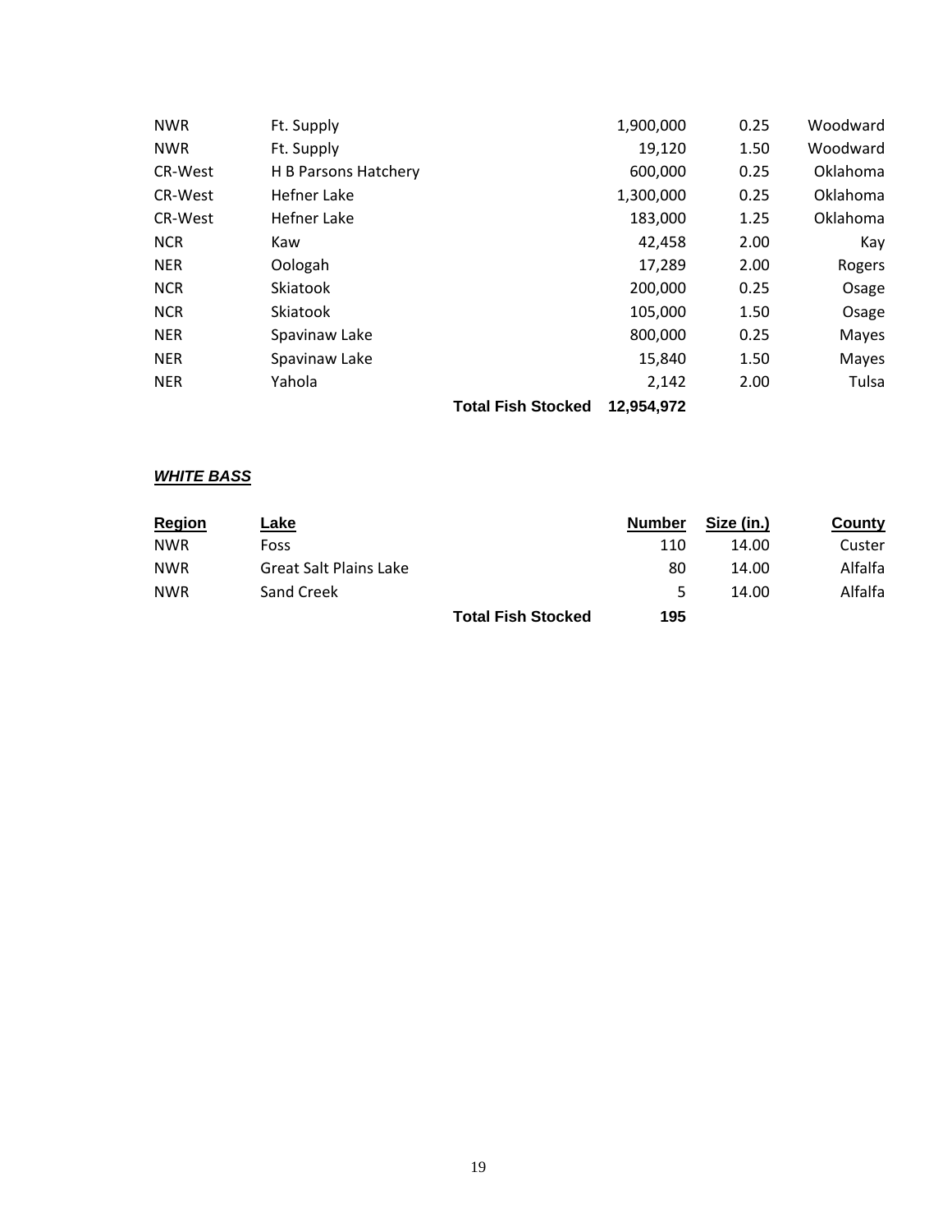| | | | | | |
|---|---|---|---|---|---|
| NWR | Ft. Supply | | 1,900,000 | 0.25 | Woodward |
| NWR | Ft. Supply | | 19,120 | 1.50 | Woodward |
| CR-West | H B Parsons Hatchery | | 600,000 | 0.25 | Oklahoma |
| CR-West | Hefner Lake | | 1,300,000 | 0.25 | Oklahoma |
| CR-West | Hefner Lake | | 183,000 | 1.25 | Oklahoma |
| NCR | Kaw | | 42,458 | 2.00 | Kay |
| NER | Oologah | | 17,289 | 2.00 | Rogers |
| NCR | Skiatook | | 200,000 | 0.25 | Osage |
| NCR | Skiatook | | 105,000 | 1.50 | Osage |
| NER | Spavinaw Lake | | 800,000 | 0.25 | Mayes |
| NER | Spavinaw Lake | | 15,840 | 1.50 | Mayes |
| NER | Yahola | | 2,142 | 2.00 | Tulsa |
| | | **Total Fish Stocked** | **12,954,972** | | |

***WHITE BASS***

| Region | Lake | | Number | Size (in.) | County |
|---|---|---|---|---|---|
| NWR | Foss | | 110 | 14.00 | Custer |
| NWR | Great Salt Plains Lake | | 80 | 14.00 | Alfalfa |
| NWR | Sand Creek | | 5 | 14.00 | Alfalfa |
| | | **Total Fish Stocked** | **195** | | |